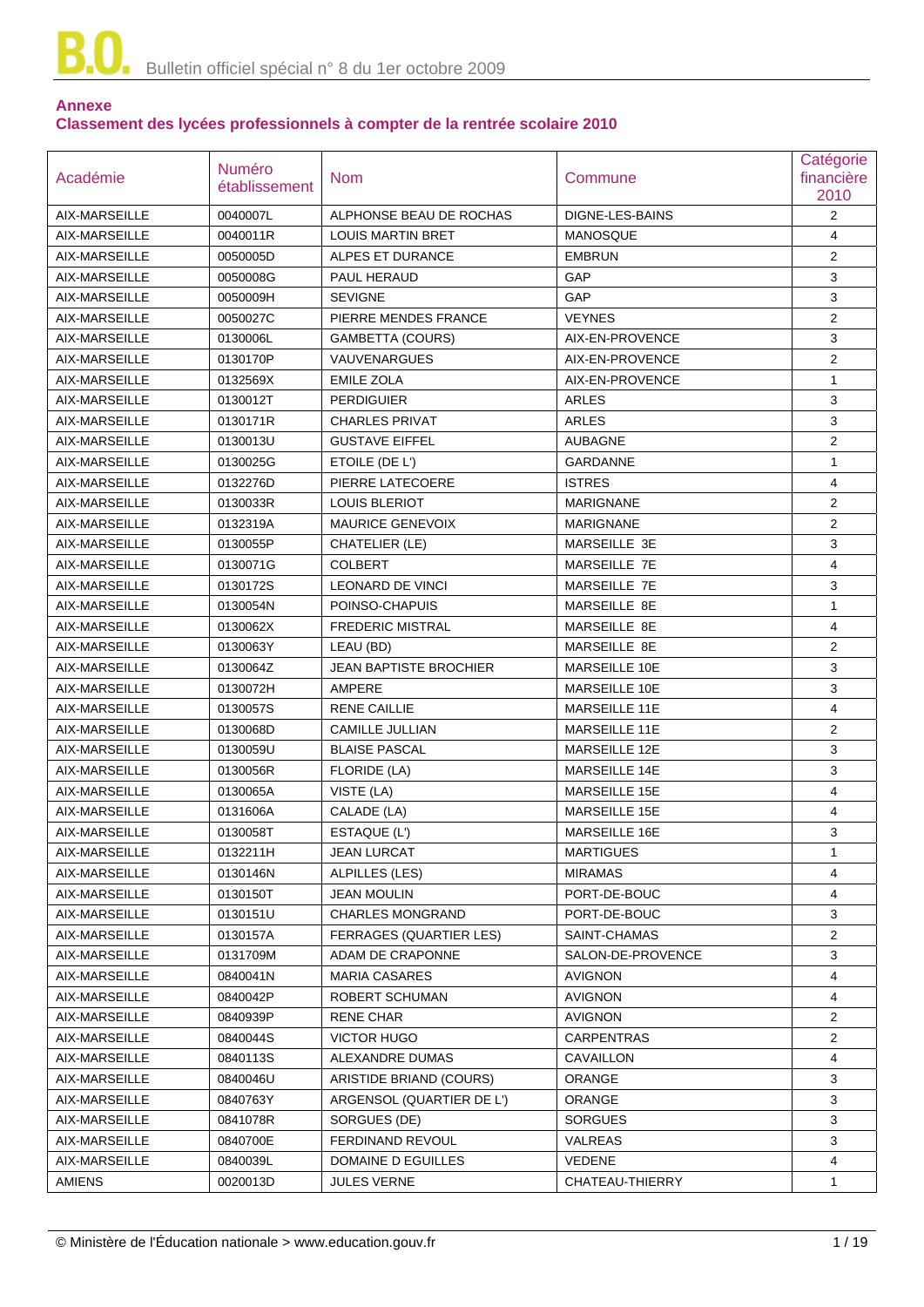## Annexe

### Classement des lycées professionnels à compter de la rentrée scolaire 2010

| Académie | Numéro établissement | Nom | Commune | Catégorie financière 2010 |
|---|---|---|---|---|
| AIX-MARSEILLE | 0040007L | ALPHONSE BEAU DE ROCHAS | DIGNE-LES-BAINS | 2 |
| AIX-MARSEILLE | 0040011R | LOUIS MARTIN BRET | MANOSQUE | 4 |
| AIX-MARSEILLE | 0050005D | ALPES ET DURANCE | EMBRUN | 2 |
| AIX-MARSEILLE | 0050008G | PAUL HERAUD | GAP | 3 |
| AIX-MARSEILLE | 0050009H | SEVIGNE | GAP | 3 |
| AIX-MARSEILLE | 0050027C | PIERRE MENDES FRANCE | VEYNES | 2 |
| AIX-MARSEILLE | 0130006L | GAMBETTA (COURS) | AIX-EN-PROVENCE | 3 |
| AIX-MARSEILLE | 0130170P | VAUVENARGUES | AIX-EN-PROVENCE | 2 |
| AIX-MARSEILLE | 0132569X | EMILE ZOLA | AIX-EN-PROVENCE | 1 |
| AIX-MARSEILLE | 0130012T | PERDIGUIER | ARLES | 3 |
| AIX-MARSEILLE | 0130171R | CHARLES PRIVAT | ARLES | 3 |
| AIX-MARSEILLE | 0130013U | GUSTAVE EIFFEL | AUBAGNE | 2 |
| AIX-MARSEILLE | 0130025G | ETOILE (DE L') | GARDANNE | 1 |
| AIX-MARSEILLE | 0132276D | PIERRE LATECOERE | ISTRES | 4 |
| AIX-MARSEILLE | 0130033R | LOUIS BLERIOT | MARIGNANE | 2 |
| AIX-MARSEILLE | 0132319A | MAURICE GENEVOIX | MARIGNANE | 2 |
| AIX-MARSEILLE | 0130055P | CHATELIER (LE) | MARSEILLE 3E | 3 |
| AIX-MARSEILLE | 0130071G | COLBERT | MARSEILLE 7E | 4 |
| AIX-MARSEILLE | 0130172S | LEONARD DE VINCI | MARSEILLE 7E | 3 |
| AIX-MARSEILLE | 0130054N | POINSO-CHAPUIS | MARSEILLE 8E | 1 |
| AIX-MARSEILLE | 0130062X | FREDERIC MISTRAL | MARSEILLE 8E | 4 |
| AIX-MARSEILLE | 0130063Y | LEAU (BD) | MARSEILLE 8E | 2 |
| AIX-MARSEILLE | 0130064Z | JEAN BAPTISTE BROCHIER | MARSEILLE 10E | 3 |
| AIX-MARSEILLE | 0130072H | AMPERE | MARSEILLE 10E | 3 |
| AIX-MARSEILLE | 0130057S | RENE CAILLIE | MARSEILLE 11E | 4 |
| AIX-MARSEILLE | 0130068D | CAMILLE JULLIAN | MARSEILLE 11E | 2 |
| AIX-MARSEILLE | 0130059U | BLAISE PASCAL | MARSEILLE 12E | 3 |
| AIX-MARSEILLE | 0130056R | FLORIDE (LA) | MARSEILLE 14E | 3 |
| AIX-MARSEILLE | 0130065A | VISTE (LA) | MARSEILLE 15E | 4 |
| AIX-MARSEILLE | 0131606A | CALADE (LA) | MARSEILLE 15E | 4 |
| AIX-MARSEILLE | 0130058T | ESTAQUE (L') | MARSEILLE 16E | 3 |
| AIX-MARSEILLE | 0132211H | JEAN LURCAT | MARTIGUES | 1 |
| AIX-MARSEILLE | 0130146N | ALPILLES (LES) | MIRAMAS | 4 |
| AIX-MARSEILLE | 0130150T | JEAN MOULIN | PORT-DE-BOUC | 4 |
| AIX-MARSEILLE | 0130151U | CHARLES MONGRAND | PORT-DE-BOUC | 3 |
| AIX-MARSEILLE | 0130157A | FERRAGES (QUARTIER LES) | SAINT-CHAMAS | 2 |
| AIX-MARSEILLE | 0131709M | ADAM DE CRAPONNE | SALON-DE-PROVENCE | 3 |
| AIX-MARSEILLE | 0840041N | MARIA CASARES | AVIGNON | 4 |
| AIX-MARSEILLE | 0840042P | ROBERT SCHUMAN | AVIGNON | 4 |
| AIX-MARSEILLE | 0840939P | RENE CHAR | AVIGNON | 2 |
| AIX-MARSEILLE | 0840044S | VICTOR HUGO | CARPENTRAS | 2 |
| AIX-MARSEILLE | 0840113S | ALEXANDRE DUMAS | CAVAILLON | 4 |
| AIX-MARSEILLE | 0840046U | ARISTIDE BRIAND (COURS) | ORANGE | 3 |
| AIX-MARSEILLE | 0840763Y | ARGENSOL (QUARTIER DE L') | ORANGE | 3 |
| AIX-MARSEILLE | 0841078R | SORGUES (DE) | SORGUES | 3 |
| AIX-MARSEILLE | 0840700E | FERDINAND REVOUL | VALREAS | 3 |
| AIX-MARSEILLE | 0840039L | DOMAINE D EGUILLES | VEDENE | 4 |
| AMIENS | 0020013D | JULES VERNE | CHATEAU-THIERRY | 1 |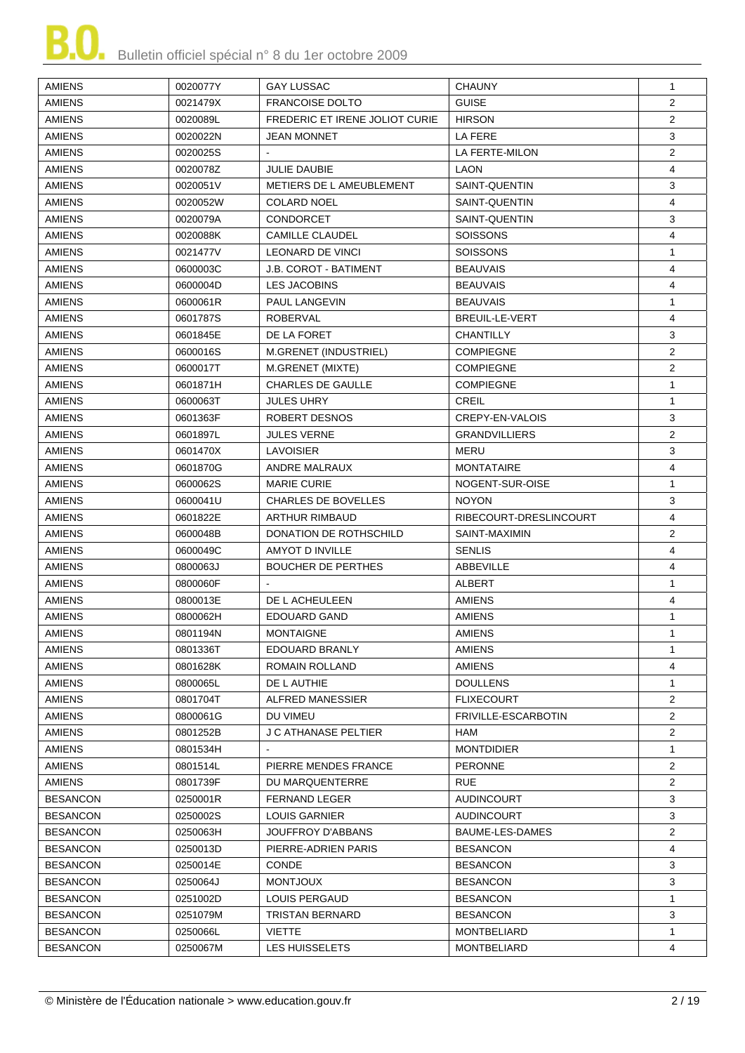| AMIENS | 0020077Y | GAY LUSSAC | CHAUNY | 1 |
|---|---|---|---|---|
| AMIENS | 0021479X | FRANCOISE DOLTO | GUISE | 2 |
| AMIENS | 0020089L | FREDERIC ET IRENE JOLIOT CURIE | HIRSON | 2 |
| AMIENS | 0020022N | JEAN MONNET | LA FERE | 3 |
| AMIENS | 0020025S | - | LA FERTE-MILON | 2 |
| AMIENS | 0020078Z | JULIE DAUBIE | LAON | 4 |
| AMIENS | 0020051V | METIERS DE L AMEUBLEMENT | SAINT-QUENTIN | 3 |
| AMIENS | 0020052W | COLARD NOEL | SAINT-QUENTIN | 4 |
| AMIENS | 0020079A | CONDORCET | SAINT-QUENTIN | 3 |
| AMIENS | 0020088K | CAMILLE CLAUDEL | SOISSONS | 4 |
| AMIENS | 0021477V | LEONARD DE VINCI | SOISSONS | 1 |
| AMIENS | 0600003C | J.B. COROT - BATIMENT | BEAUVAIS | 4 |
| AMIENS | 0600004D | LES JACOBINS | BEAUVAIS | 4 |
| AMIENS | 0600061R | PAUL LANGEVIN | BEAUVAIS | 1 |
| AMIENS | 0601787S | ROBERVAL | BREUIL-LE-VERT | 4 |
| AMIENS | 0601845E | DE LA FORET | CHANTILLY | 3 |
| AMIENS | 0600016S | M.GRENET (INDUSTRIEL) | COMPIEGNE | 2 |
| AMIENS | 0600017T | M.GRENET (MIXTE) | COMPIEGNE | 2 |
| AMIENS | 0601871H | CHARLES DE GAULLE | COMPIEGNE | 1 |
| AMIENS | 0600063T | JULES UHRY | CREIL | 1 |
| AMIENS | 0601363F | ROBERT DESNOS | CREPY-EN-VALOIS | 3 |
| AMIENS | 0601897L | JULES VERNE | GRANDVILLIERS | 2 |
| AMIENS | 0601470X | LAVOISIER | MERU | 3 |
| AMIENS | 0601870G | ANDRE MALRAUX | MONTATAIRE | 4 |
| AMIENS | 0600062S | MARIE CURIE | NOGENT-SUR-OISE | 1 |
| AMIENS | 0600041U | CHARLES DE BOVELLES | NOYON | 3 |
| AMIENS | 0601822E | ARTHUR RIMBAUD | RIBECOURT-DRESLINCOURT | 4 |
| AMIENS | 0600048B | DONATION DE ROTHSCHILD | SAINT-MAXIMIN | 2 |
| AMIENS | 0600049C | AMYOT D INVILLE | SENLIS | 4 |
| AMIENS | 0800063J | BOUCHER DE PERTHES | ABBEVILLE | 4 |
| AMIENS | 0800060F | - | ALBERT | 1 |
| AMIENS | 0800013E | DE L ACHEULEEN | AMIENS | 4 |
| AMIENS | 0800062H | EDOUARD GAND | AMIENS | 1 |
| AMIENS | 0801194N | MONTAIGNE | AMIENS | 1 |
| AMIENS | 0801336T | EDOUARD BRANLY | AMIENS | 1 |
| AMIENS | 0801628K | ROMAIN ROLLAND | AMIENS | 4 |
| AMIENS | 0800065L | DE L AUTHIE | DOULLENS | 1 |
| AMIENS | 0801704T | ALFRED MANESSIER | FLIXECOURT | 2 |
| AMIENS | 0800061G | DU VIMEU | FRIVILLE-ESCARBOTIN | 2 |
| AMIENS | 0801252B | J C ATHANASE PELTIER | HAM | 2 |
| AMIENS | 0801534H | - | MONTDIDIER | 1 |
| AMIENS | 0801514L | PIERRE MENDES FRANCE | PERONNE | 2 |
| AMIENS | 0801739F | DU MARQUENTERRE | RUE | 2 |
| BESANCON | 0250001R | FERNAND LEGER | AUDINCOURT | 3 |
| BESANCON | 0250002S | LOUIS GARNIER | AUDINCOURT | 3 |
| BESANCON | 0250063H | JOUFFROY D'ABBANS | BAUME-LES-DAMES | 2 |
| BESANCON | 0250013D | PIERRE-ADRIEN PARIS | BESANCON | 4 |
| BESANCON | 0250014E | CONDE | BESANCON | 3 |
| BESANCON | 0250064J | MONTJOUX | BESANCON | 3 |
| BESANCON | 0251002D | LOUIS PERGAUD | BESANCON | 1 |
| BESANCON | 0251079M | TRISTAN BERNARD | BESANCON | 3 |
| BESANCON | 0250066L | VIETTE | MONTBELIARD | 1 |
| BESANCON | 0250067M | LES HUISSELETS | MONTBELIARD | 4 |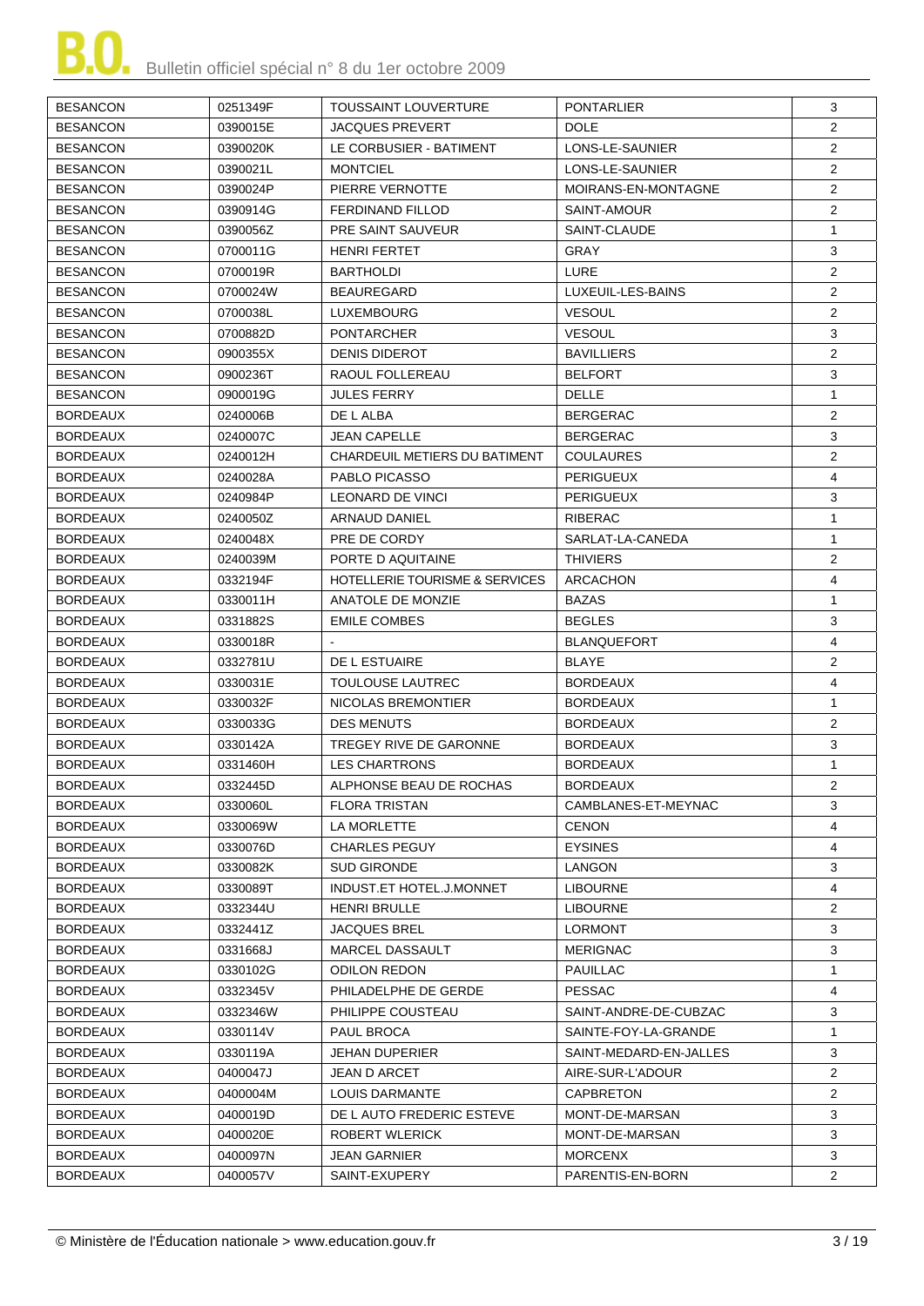| BESANCON | 0251349F | TOUSSAINT LOUVERTURE | PONTARLIER | 3 |
|---|---|---|---|---|
| BESANCON | 0390015E | JACQUES PREVERT | DOLE | 2 |
| BESANCON | 0390020K | LE CORBUSIER - BATIMENT | LONS-LE-SAUNIER | 2 |
| BESANCON | 0390021L | MONTCIEL | LONS-LE-SAUNIER | 2 |
| BESANCON | 0390024P | PIERRE VERNOTTE | MOIRANS-EN-MONTAGNE | 2 |
| BESANCON | 0390914G | FERDINAND FILLOD | SAINT-AMOUR | 2 |
| BESANCON | 0390056Z | PRE SAINT SAUVEUR | SAINT-CLAUDE | 1 |
| BESANCON | 0700011G | HENRI FERTET | GRAY | 3 |
| BESANCON | 0700019R | BARTHOLDI | LURE | 2 |
| BESANCON | 0700024W | BEAUREGARD | LUXEUIL-LES-BAINS | 2 |
| BESANCON | 0700038L | LUXEMBOURG | VESOUL | 2 |
| BESANCON | 0700882D | PONTARCHER | VESOUL | 3 |
| BESANCON | 0900355X | DENIS DIDEROT | BAVILLIERS | 2 |
| BESANCON | 0900236T | RAOUL FOLLEREAU | BELFORT | 3 |
| BESANCON | 0900019G | JULES FERRY | DELLE | 1 |
| BORDEAUX | 0240006B | DE L ALBA | BERGERAC | 2 |
| BORDEAUX | 0240007C | JEAN CAPELLE | BERGERAC | 3 |
| BORDEAUX | 0240012H | CHARDEUIL METIERS DU BATIMENT | COULAURES | 2 |
| BORDEAUX | 0240028A | PABLO PICASSO | PERIGUEUX | 4 |
| BORDEAUX | 0240984P | LEONARD DE VINCI | PERIGUEUX | 3 |
| BORDEAUX | 0240050Z | ARNAUD DANIEL | RIBERAC | 1 |
| BORDEAUX | 0240048X | PRE DE CORDY | SARLAT-LA-CANEDA | 1 |
| BORDEAUX | 0240039M | PORTE D AQUITAINE | THIVIERS | 2 |
| BORDEAUX | 0332194F | HOTELLERIE TOURISME & SERVICES | ARCACHON | 4 |
| BORDEAUX | 0330011H | ANATOLE DE MONZIE | BAZAS | 1 |
| BORDEAUX | 0331882S | EMILE COMBES | BEGLES | 3 |
| BORDEAUX | 0330018R | - | BLANQUEFORT | 4 |
| BORDEAUX | 0332781U | DE L ESTUAIRE | BLAYE | 2 |
| BORDEAUX | 0330031E | TOULOUSE LAUTREC | BORDEAUX | 4 |
| BORDEAUX | 0330032F | NICOLAS BREMONTIER | BORDEAUX | 1 |
| BORDEAUX | 0330033G | DES MENUTS | BORDEAUX | 2 |
| BORDEAUX | 0330142A | TREGEY RIVE DE GARONNE | BORDEAUX | 3 |
| BORDEAUX | 0331460H | LES CHARTRONS | BORDEAUX | 1 |
| BORDEAUX | 0332445D | ALPHONSE BEAU DE ROCHAS | BORDEAUX | 2 |
| BORDEAUX | 0330060L | FLORA TRISTAN | CAMBLANES-ET-MEYNAC | 3 |
| BORDEAUX | 0330069W | LA MORLETTE | CENON | 4 |
| BORDEAUX | 0330076D | CHARLES PEGUY | EYSINES | 4 |
| BORDEAUX | 0330082K | SUD GIRONDE | LANGON | 3 |
| BORDEAUX | 0330089T | INDUST.ET HOTEL.J.MONNET | LIBOURNE | 4 |
| BORDEAUX | 0332344U | HENRI BRULLE | LIBOURNE | 2 |
| BORDEAUX | 0332441Z | JACQUES BREL | LORMONT | 3 |
| BORDEAUX | 0331668J | MARCEL DASSAULT | MERIGNAC | 3 |
| BORDEAUX | 0330102G | ODILON REDON | PAUILLAC | 1 |
| BORDEAUX | 0332345V | PHILADELPHE DE GERDE | PESSAC | 4 |
| BORDEAUX | 0332346W | PHILIPPE COUSTEAU | SAINT-ANDRE-DE-CUBZAC | 3 |
| BORDEAUX | 0330114V | PAUL BROCA | SAINTE-FOY-LA-GRANDE | 1 |
| BORDEAUX | 0330119A | JEHAN DUPERIER | SAINT-MEDARD-EN-JALLES | 3 |
| BORDEAUX | 0400047J | JEAN D ARCET | AIRE-SUR-L'ADOUR | 2 |
| BORDEAUX | 0400004M | LOUIS DARMANTE | CAPBRETON | 2 |
| BORDEAUX | 0400019D | DE L AUTO FREDERIC ESTEVE | MONT-DE-MARSAN | 3 |
| BORDEAUX | 0400020E | ROBERT WLERICK | MONT-DE-MARSAN | 3 |
| BORDEAUX | 0400097N | JEAN GARNIER | MORCENX | 3 |
| BORDEAUX | 0400057V | SAINT-EXUPERY | PARENTIS-EN-BORN | 2 |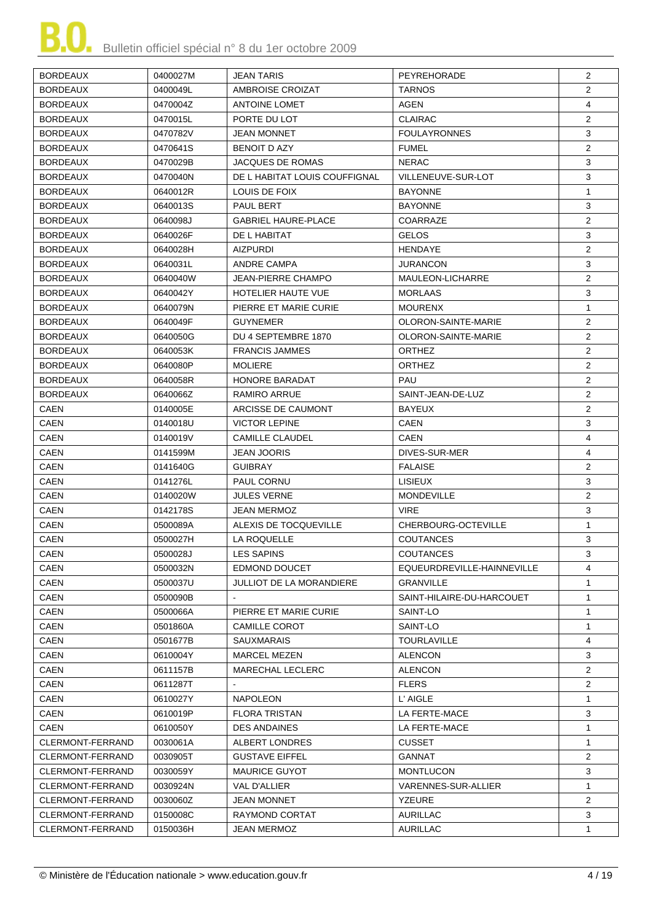| BORDEAUX | 0400027M | JEAN TARIS | PEYREHORADE | 2 |
|---|---|---|---|---|
| BORDEAUX | 0400049L | AMBROISE CROIZAT | TARNOS | 2 |
| BORDEAUX | 0470004Z | ANTOINE LOMET | AGEN | 4 |
| BORDEAUX | 0470015L | PORTE DU LOT | CLAIRAC | 2 |
| BORDEAUX | 0470782V | JEAN MONNET | FOULAYRONNES | 3 |
| BORDEAUX | 0470641S | BENOIT D AZY | FUMEL | 2 |
| BORDEAUX | 0470029B | JACQUES DE ROMAS | NERAC | 3 |
| BORDEAUX | 0470040N | DE L HABITAT LOUIS COUFFIGNAL | VILLENEUVE-SUR-LOT | 3 |
| BORDEAUX | 0640012R | LOUIS DE FOIX | BAYONNE | 1 |
| BORDEAUX | 0640013S | PAUL BERT | BAYONNE | 3 |
| BORDEAUX | 0640098J | GABRIEL HAURE-PLACE | COARRAZE | 2 |
| BORDEAUX | 0640026F | DE L HABITAT | GELOS | 3 |
| BORDEAUX | 0640028H | AIZPURDI | HENDAYE | 2 |
| BORDEAUX | 0640031L | ANDRE CAMPA | JURANCON | 3 |
| BORDEAUX | 0640040W | JEAN-PIERRE CHAMPO | MAULEON-LICHARRE | 2 |
| BORDEAUX | 0640042Y | HOTELIER HAUTE VUE | MORLAAS | 3 |
| BORDEAUX | 0640079N | PIERRE ET MARIE CURIE | MOURENX | 1 |
| BORDEAUX | 0640049F | GUYNEMER | OLORON-SAINTE-MARIE | 2 |
| BORDEAUX | 0640050G | DU 4 SEPTEMBRE 1870 | OLORON-SAINTE-MARIE | 2 |
| BORDEAUX | 0640053K | FRANCIS JAMMES | ORTHEZ | 2 |
| BORDEAUX | 0640080P | MOLIERE | ORTHEZ | 2 |
| BORDEAUX | 0640058R | HONORE BARADAT | PAU | 2 |
| BORDEAUX | 0640066Z | RAMIRO ARRUE | SAINT-JEAN-DE-LUZ | 2 |
| CAEN | 0140005E | ARCISSE DE CAUMONT | BAYEUX | 2 |
| CAEN | 0140018U | VICTOR LEPINE | CAEN | 3 |
| CAEN | 0140019V | CAMILLE CLAUDEL | CAEN | 4 |
| CAEN | 0141599M | JEAN JOORIS | DIVES-SUR-MER | 4 |
| CAEN | 0141640G | GUIBRAY | FALAISE | 2 |
| CAEN | 0141276L | PAUL CORNU | LISIEUX | 3 |
| CAEN | 0140020W | JULES VERNE | MONDEVILLE | 2 |
| CAEN | 0142178S | JEAN MERMOZ | VIRE | 3 |
| CAEN | 0500089A | ALEXIS DE TOCQUEVILLE | CHERBOURG-OCTEVILLE | 1 |
| CAEN | 0500027H | LA ROQUELLE | COUTANCES | 3 |
| CAEN | 0500028J | LES SAPINS | COUTANCES | 3 |
| CAEN | 0500032N | EDMOND DOUCET | EQUEURDREVILLE-HAINNEVILLE | 4 |
| CAEN | 0500037U | JULLIOT DE LA MORANDIERE | GRANVILLE | 1 |
| CAEN | 0500090B | - | SAINT-HILAIRE-DU-HARCOUET | 1 |
| CAEN | 0500066A | PIERRE ET MARIE CURIE | SAINT-LO | 1 |
| CAEN | 0501860A | CAMILLE COROT | SAINT-LO | 1 |
| CAEN | 0501677B | SAUXMARAIS | TOURLAVILLE | 4 |
| CAEN | 0610004Y | MARCEL MEZEN | ALENCON | 3 |
| CAEN | 0611157B | MARECHAL LECLERC | ALENCON | 2 |
| CAEN | 0611287T | - | FLERS | 2 |
| CAEN | 0610027Y | NAPOLEON | L' AIGLE | 1 |
| CAEN | 0610019P | FLORA TRISTAN | LA FERTE-MACE | 3 |
| CAEN | 0610050Y | DES ANDAINES | LA FERTE-MACE | 1 |
| CLERMONT-FERRAND | 0030061A | ALBERT LONDRES | CUSSET | 1 |
| CLERMONT-FERRAND | 0030905T | GUSTAVE EIFFEL | GANNAT | 2 |
| CLERMONT-FERRAND | 0030059Y | MAURICE GUYOT | MONTLUCON | 3 |
| CLERMONT-FERRAND | 0030924N | VAL D'ALLIER | VARENNES-SUR-ALLIER | 1 |
| CLERMONT-FERRAND | 0030060Z | JEAN MONNET | YZEURE | 2 |
| CLERMONT-FERRAND | 0150008C | RAYMOND CORTAT | AURILLAC | 3 |
| CLERMONT-FERRAND | 0150036H | JEAN MERMOZ | AURILLAC | 1 |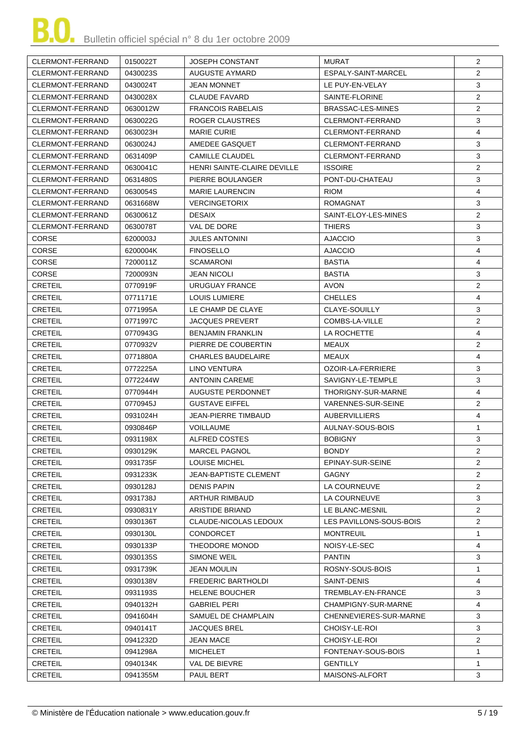| CLERMONT-FERRAND | 0150022T | JOSEPH CONSTANT | MURAT | 2 |
|---|---|---|---|---|
| CLERMONT-FERRAND | 0430023S | AUGUSTE AYMARD | ESPALY-SAINT-MARCEL | 2 |
| CLERMONT-FERRAND | 0430024T | JEAN MONNET | LE PUY-EN-VELAY | 3 |
| CLERMONT-FERRAND | 0430028X | CLAUDE FAVARD | SAINTE-FLORINE | 2 |
| CLERMONT-FERRAND | 0630012W | FRANCOIS RABELAIS | BRASSAC-LES-MINES | 2 |
| CLERMONT-FERRAND | 0630022G | ROGER CLAUSTRES | CLERMONT-FERRAND | 3 |
| CLERMONT-FERRAND | 0630023H | MARIE CURIE | CLERMONT-FERRAND | 4 |
| CLERMONT-FERRAND | 0630024J | AMEDEE GASQUET | CLERMONT-FERRAND | 3 |
| CLERMONT-FERRAND | 0631409P | CAMILLE CLAUDEL | CLERMONT-FERRAND | 3 |
| CLERMONT-FERRAND | 0630041C | HENRI SAINTE-CLAIRE DEVILLE | ISSOIRE | 2 |
| CLERMONT-FERRAND | 0631480S | PIERRE BOULANGER | PONT-DU-CHATEAU | 3 |
| CLERMONT-FERRAND | 0630054S | MARIE LAURENCIN | RIOM | 4 |
| CLERMONT-FERRAND | 0631668W | VERCINGETORIX | ROMAGNAT | 3 |
| CLERMONT-FERRAND | 0630061Z | DESAIX | SAINT-ELOY-LES-MINES | 2 |
| CLERMONT-FERRAND | 0630078T | VAL DE DORE | THIERS | 3 |
| CORSE | 6200003J | JULES ANTONINI | AJACCIO | 3 |
| CORSE | 6200004K | FINOSELLO | AJACCIO | 4 |
| CORSE | 7200011Z | SCAMARONI | BASTIA | 4 |
| CORSE | 7200093N | JEAN NICOLI | BASTIA | 3 |
| CRETEIL | 0770919F | URUGUAY FRANCE | AVON | 2 |
| CRETEIL | 0771171E | LOUIS LUMIERE | CHELLES | 4 |
| CRETEIL | 0771995A | LE CHAMP DE CLAYE | CLAYE-SOUILLY | 3 |
| CRETEIL | 0771997C | JACQUES PREVERT | COMBS-LA-VILLE | 2 |
| CRETEIL | 0770943G | BENJAMIN FRANKLIN | LA ROCHETTE | 4 |
| CRETEIL | 0770932V | PIERRE DE COUBERTIN | MEAUX | 2 |
| CRETEIL | 0771880A | CHARLES BAUDELAIRE | MEAUX | 4 |
| CRETEIL | 0772225A | LINO VENTURA | OZOIR-LA-FERRIERE | 3 |
| CRETEIL | 0772244W | ANTONIN CAREME | SAVIGNY-LE-TEMPLE | 3 |
| CRETEIL | 0770944H | AUGUSTE PERDONNET | THORIGNY-SUR-MARNE | 4 |
| CRETEIL | 0770945J | GUSTAVE EIFFEL | VARENNES-SUR-SEINE | 2 |
| CRETEIL | 0931024H | JEAN-PIERRE TIMBAUD | AUBERVILLIERS | 4 |
| CRETEIL | 0930846P | VOILLAUME | AULNAY-SOUS-BOIS | 1 |
| CRETEIL | 0931198X | ALFRED COSTES | BOBIGNY | 3 |
| CRETEIL | 0930129K | MARCEL PAGNOL | BONDY | 2 |
| CRETEIL | 0931735F | LOUISE MICHEL | EPINAY-SUR-SEINE | 2 |
| CRETEIL | 0931233K | JEAN-BAPTISTE CLEMENT | GAGNY | 2 |
| CRETEIL | 0930128J | DENIS PAPIN | LA COURNEUVE | 2 |
| CRETEIL | 0931738J | ARTHUR RIMBAUD | LA COURNEUVE | 3 |
| CRETEIL | 0930831Y | ARISTIDE BRIAND | LE BLANC-MESNIL | 2 |
| CRETEIL | 0930136T | CLAUDE-NICOLAS LEDOUX | LES PAVILLONS-SOUS-BOIS | 2 |
| CRETEIL | 0930130L | CONDORCET | MONTREUIL | 1 |
| CRETEIL | 0930133P | THEODORE MONOD | NOISY-LE-SEC | 4 |
| CRETEIL | 0930135S | SIMONE WEIL | PANTIN | 3 |
| CRETEIL | 0931739K | JEAN MOULIN | ROSNY-SOUS-BOIS | 1 |
| CRETEIL | 0930138V | FREDERIC BARTHOLDI | SAINT-DENIS | 4 |
| CRETEIL | 0931193S | HELENE BOUCHER | TREMBLAY-EN-FRANCE | 3 |
| CRETEIL | 0940132H | GABRIEL PERI | CHAMPIGNY-SUR-MARNE | 4 |
| CRETEIL | 0941604H | SAMUEL DE CHAMPLAIN | CHENNEVIERES-SUR-MARNE | 3 |
| CRETEIL | 0940141T | JACQUES BREL | CHOISY-LE-ROI | 3 |
| CRETEIL | 0941232D | JEAN MACE | CHOISY-LE-ROI | 2 |
| CRETEIL | 0941298A | MICHELET | FONTENAY-SOUS-BOIS | 1 |
| CRETEIL | 0940134K | VAL DE BIEVRE | GENTILLY | 1 |
| CRETEIL | 0941355M | PAUL BERT | MAISONS-ALFORT | 3 |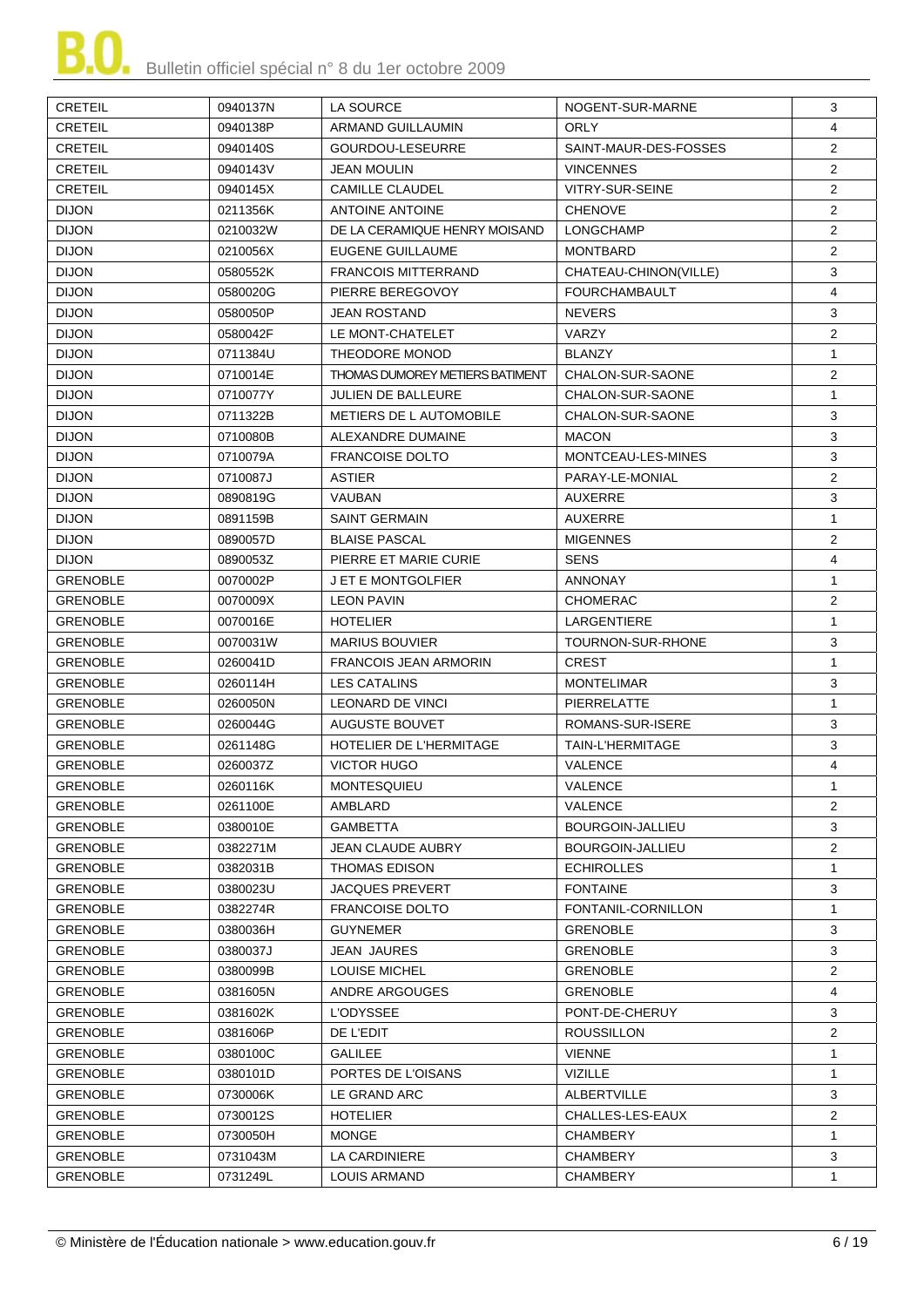| CRETEIL | 0940137N | LA SOURCE | NOGENT-SUR-MARNE | 3 |
|---|---|---|---|---|
| CRETEIL | 0940138P | ARMAND GUILLAUMIN | ORLY | 4 |
| CRETEIL | 0940140S | GOURDOU-LESEURRE | SAINT-MAUR-DES-FOSSES | 2 |
| CRETEIL | 0940143V | JEAN MOULIN | VINCENNES | 2 |
| CRETEIL | 0940145X | CAMILLE CLAUDEL | VITRY-SUR-SEINE | 2 |
| DIJON | 0211356K | ANTOINE ANTOINE | CHENOVE | 2 |
| DIJON | 0210032W | DE LA CERAMIQUE HENRY MOISAND | LONGCHAMP | 2 |
| DIJON | 0210056X | EUGENE GUILLAUME | MONTBARD | 2 |
| DIJON | 0580552K | FRANCOIS MITTERRAND | CHATEAU-CHINON(VILLE) | 3 |
| DIJON | 0580020G | PIERRE BEREGOVOY | FOURCHAMBAULT | 4 |
| DIJON | 0580050P | JEAN ROSTAND | NEVERS | 3 |
| DIJON | 0580042F | LE MONT-CHATELET | VARZY | 2 |
| DIJON | 0711384U | THEODORE MONOD | BLANZY | 1 |
| DIJON | 0710014E | THOMAS DUMOREY METIERS BATIMENT | CHALON-SUR-SAONE | 2 |
| DIJON | 0710077Y | JULIEN DE BALLEURE | CHALON-SUR-SAONE | 1 |
| DIJON | 0711322B | METIERS DE L AUTOMOBILE | CHALON-SUR-SAONE | 3 |
| DIJON | 0710080B | ALEXANDRE DUMAINE | MACON | 3 |
| DIJON | 0710079A | FRANCOISE DOLTO | MONTCEAU-LES-MINES | 3 |
| DIJON | 0710087J | ASTIER | PARAY-LE-MONIAL | 2 |
| DIJON | 0890819G | VAUBAN | AUXERRE | 3 |
| DIJON | 0891159B | SAINT GERMAIN | AUXERRE | 1 |
| DIJON | 0890057D | BLAISE PASCAL | MIGENNES | 2 |
| DIJON | 0890053Z | PIERRE ET MARIE CURIE | SENS | 4 |
| GRENOBLE | 0070002P | J ET E MONTGOLFIER | ANNONAY | 1 |
| GRENOBLE | 0070009X | LEON PAVIN | CHOMERAC | 2 |
| GRENOBLE | 0070016E | HOTELIER | LARGENTIERE | 1 |
| GRENOBLE | 0070031W | MARIUS BOUVIER | TOURNON-SUR-RHONE | 3 |
| GRENOBLE | 0260041D | FRANCOIS JEAN ARMORIN | CREST | 1 |
| GRENOBLE | 0260114H | LES CATALINS | MONTELIMAR | 3 |
| GRENOBLE | 0260050N | LEONARD DE VINCI | PIERRELATTE | 1 |
| GRENOBLE | 0260044G | AUGUSTE BOUVET | ROMANS-SUR-ISERE | 3 |
| GRENOBLE | 0261148G | HOTELIER DE L'HERMITAGE | TAIN-L'HERMITAGE | 3 |
| GRENOBLE | 0260037Z | VICTOR HUGO | VALENCE | 4 |
| GRENOBLE | 0260116K | MONTESQUIEU | VALENCE | 1 |
| GRENOBLE | 0261100E | AMBLARD | VALENCE | 2 |
| GRENOBLE | 0380010E | GAMBETTA | BOURGOIN-JALLIEU | 3 |
| GRENOBLE | 0382271M | JEAN CLAUDE AUBRY | BOURGOIN-JALLIEU | 2 |
| GRENOBLE | 0382031B | THOMAS EDISON | ECHIROLLES | 1 |
| GRENOBLE | 0380023U | JACQUES PREVERT | FONTAINE | 3 |
| GRENOBLE | 0382274R | FRANCOISE DOLTO | FONTANIL-CORNILLON | 1 |
| GRENOBLE | 0380036H | GUYNEMER | GRENOBLE | 3 |
| GRENOBLE | 0380037J | JEAN JAURES | GRENOBLE | 3 |
| GRENOBLE | 0380099B | LOUISE MICHEL | GRENOBLE | 2 |
| GRENOBLE | 0381605N | ANDRE ARGOUGES | GRENOBLE | 4 |
| GRENOBLE | 0381602K | L'ODYSSEE | PONT-DE-CHERUY | 3 |
| GRENOBLE | 0381606P | DE L'EDIT | ROUSSILLON | 2 |
| GRENOBLE | 0380100C | GALILEE | VIENNE | 1 |
| GRENOBLE | 0380101D | PORTES DE L'OISANS | VIZILLE | 1 |
| GRENOBLE | 0730006K | LE GRAND ARC | ALBERTVILLE | 3 |
| GRENOBLE | 0730012S | HOTELIER | CHALLES-LES-EAUX | 2 |
| GRENOBLE | 0730050H | MONGE | CHAMBERY | 1 |
| GRENOBLE | 0731043M | LA CARDINIERE | CHAMBERY | 3 |
| GRENOBLE | 0731249L | LOUIS ARMAND | CHAMBERY | 1 |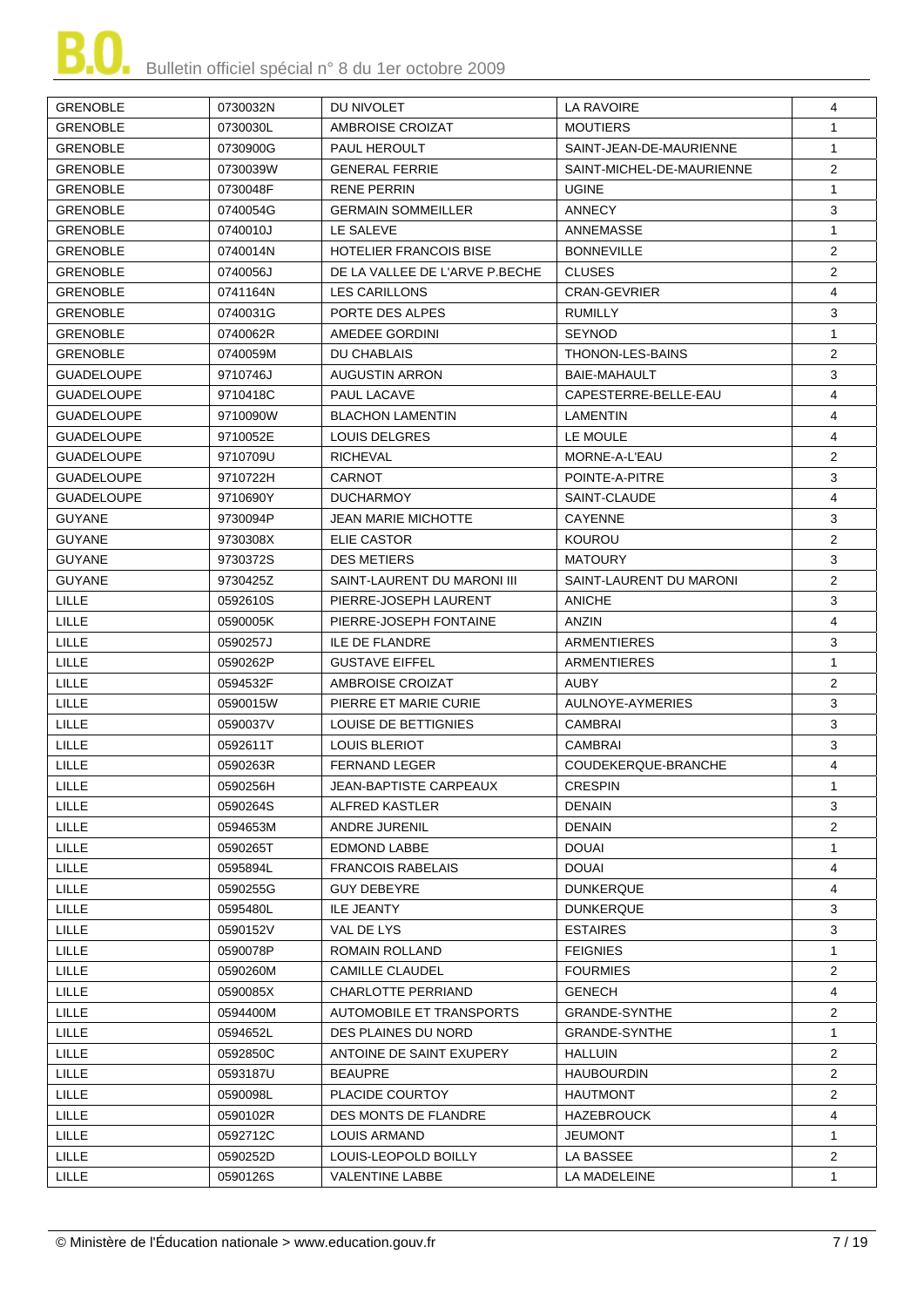| GRENOBLE | 0730032N | DU NIVOLET | LA RAVOIRE | 4 |
|---|---|---|---|---|
| GRENOBLE | 0730030L | AMBROISE CROIZAT | MOUTIERS | 1 |
| GRENOBLE | 0730900G | PAUL HEROULT | SAINT-JEAN-DE-MAURIENNE | 1 |
| GRENOBLE | 0730039W | GENERAL FERRIE | SAINT-MICHEL-DE-MAURIENNE | 2 |
| GRENOBLE | 0730048F | RENE PERRIN | UGINE | 1 |
| GRENOBLE | 0740054G | GERMAIN SOMMEILLER | ANNECY | 3 |
| GRENOBLE | 0740010J | LE SALEVE | ANNEMASSE | 1 |
| GRENOBLE | 0740014N | HOTELIER FRANCOIS BISE | BONNEVILLE | 2 |
| GRENOBLE | 0740056J | DE LA VALLEE DE L'ARVE P.BECHE | CLUSES | 2 |
| GRENOBLE | 0741164N | LES CARILLONS | CRAN-GEVRIER | 4 |
| GRENOBLE | 0740031G | PORTE DES ALPES | RUMILLY | 3 |
| GRENOBLE | 0740062R | AMEDEE GORDINI | SEYNOD | 1 |
| GRENOBLE | 0740059M | DU CHABLAIS | THONON-LES-BAINS | 2 |
| GUADELOUPE | 9710746J | AUGUSTIN ARRON | BAIE-MAHAULT | 3 |
| GUADELOUPE | 9710418C | PAUL LACAVE | CAPESTERRE-BELLE-EAU | 4 |
| GUADELOUPE | 9710090W | BLACHON LAMENTIN | LAMENTIN | 4 |
| GUADELOUPE | 9710052E | LOUIS DELGRES | LE MOULE | 4 |
| GUADELOUPE | 9710709U | RICHEVAL | MORNE-A-L'EAU | 2 |
| GUADELOUPE | 9710722H | CARNOT | POINTE-A-PITRE | 3 |
| GUADELOUPE | 9710690Y | DUCHARMOY | SAINT-CLAUDE | 4 |
| GUYANE | 9730094P | JEAN MARIE MICHOTTE | CAYENNE | 3 |
| GUYANE | 9730308X | ELIE CASTOR | KOUROU | 2 |
| GUYANE | 9730372S | DES METIERS | MATOURY | 3 |
| GUYANE | 9730425Z | SAINT-LAURENT DU MARONI III | SAINT-LAURENT DU MARONI | 2 |
| LILLE | 0592610S | PIERRE-JOSEPH LAURENT | ANICHE | 3 |
| LILLE | 0590005K | PIERRE-JOSEPH FONTAINE | ANZIN | 4 |
| LILLE | 0590257J | ILE DE FLANDRE | ARMENTIERES | 3 |
| LILLE | 0590262P | GUSTAVE EIFFEL | ARMENTIERES | 1 |
| LILLE | 0594532F | AMBROISE CROIZAT | AUBY | 2 |
| LILLE | 0590015W | PIERRE ET MARIE CURIE | AULNOYE-AYMERIES | 3 |
| LILLE | 0590037V | LOUISE DE BETTIGNIES | CAMBRAI | 3 |
| LILLE | 0592611T | LOUIS BLERIOT | CAMBRAI | 3 |
| LILLE | 0590263R | FERNAND LEGER | COUDEKERQUE-BRANCHE | 4 |
| LILLE | 0590256H | JEAN-BAPTISTE CARPEAUX | CRESPIN | 1 |
| LILLE | 0590264S | ALFRED KASTLER | DENAIN | 3 |
| LILLE | 0594653M | ANDRE JURENIL | DENAIN | 2 |
| LILLE | 0590265T | EDMOND LABBE | DOUAI | 1 |
| LILLE | 0595894L | FRANCOIS RABELAIS | DOUAI | 4 |
| LILLE | 0590255G | GUY DEBEYRE | DUNKERQUE | 4 |
| LILLE | 0595480L | ILE JEANTY | DUNKERQUE | 3 |
| LILLE | 0590152V | VAL DE LYS | ESTAIRES | 3 |
| LILLE | 0590078P | ROMAIN ROLLAND | FEIGNIES | 1 |
| LILLE | 0590260M | CAMILLE CLAUDEL | FOURMIES | 2 |
| LILLE | 0590085X | CHARLOTTE PERRIAND | GENECH | 4 |
| LILLE | 0594400M | AUTOMOBILE ET TRANSPORTS | GRANDE-SYNTHE | 2 |
| LILLE | 0594652L | DES PLAINES DU NORD | GRANDE-SYNTHE | 1 |
| LILLE | 0592850C | ANTOINE DE SAINT EXUPERY | HALLUIN | 2 |
| LILLE | 0593187U | BEAUPRE | HAUBOURDIN | 2 |
| LILLE | 0590098L | PLACIDE COURTOY | HAUTMONT | 2 |
| LILLE | 0590102R | DES MONTS DE FLANDRE | HAZEBROUCK | 4 |
| LILLE | 0592712C | LOUIS ARMAND | JEUMONT | 1 |
| LILLE | 0590252D | LOUIS-LEOPOLD BOILLY | LA BASSEE | 2 |
| LILLE | 0590126S | VALENTINE LABBE | LA MADELEINE | 1 |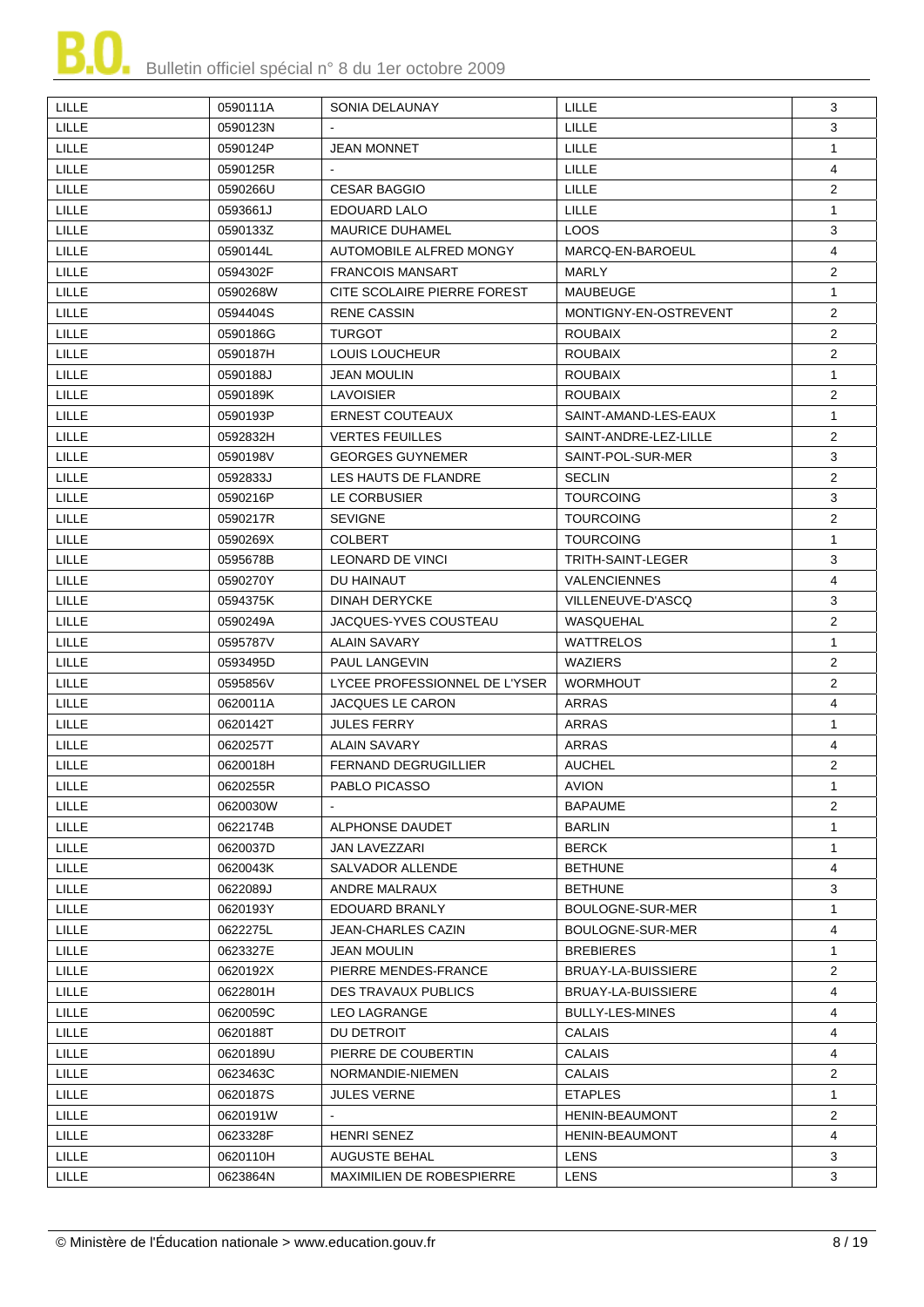| | | | | |
|---|---|---|---|---|
| LILLE | 0590111A | SONIA DELAUNAY | LILLE | 3 |
| LILLE | 0590123N | - | LILLE | 3 |
| LILLE | 0590124P | JEAN MONNET | LILLE | 1 |
| LILLE | 0590125R | - | LILLE | 4 |
| LILLE | 0590266U | CESAR BAGGIO | LILLE | 2 |
| LILLE | 0593661J | EDOUARD LALO | LILLE | 1 |
| LILLE | 0590133Z | MAURICE DUHAMEL | LOOS | 3 |
| LILLE | 0590144L | AUTOMOBILE ALFRED MONGY | MARCQ-EN-BAROEUL | 4 |
| LILLE | 0594302F | FRANCOIS MANSART | MARLY | 2 |
| LILLE | 0590268W | CITE SCOLAIRE PIERRE FOREST | MAUBEUGE | 1 |
| LILLE | 0594404S | RENE CASSIN | MONTIGNY-EN-OSTREVENT | 2 |
| LILLE | 0590186G | TURGOT | ROUBAIX | 2 |
| LILLE | 0590187H | LOUIS LOUCHEUR | ROUBAIX | 2 |
| LILLE | 0590188J | JEAN MOULIN | ROUBAIX | 1 |
| LILLE | 0590189K | LAVOISIER | ROUBAIX | 2 |
| LILLE | 0590193P | ERNEST COUTEAUX | SAINT-AMAND-LES-EAUX | 1 |
| LILLE | 0592832H | VERTES FEUILLES | SAINT-ANDRE-LEZ-LILLE | 2 |
| LILLE | 0590198V | GEORGES GUYNEMER | SAINT-POL-SUR-MER | 3 |
| LILLE | 0592833J | LES HAUTS DE FLANDRE | SECLIN | 2 |
| LILLE | 0590216P | LE CORBUSIER | TOURCOING | 3 |
| LILLE | 0590217R | SEVIGNE | TOURCOING | 2 |
| LILLE | 0590269X | COLBERT | TOURCOING | 1 |
| LILLE | 0595678B | LEONARD DE VINCI | TRITH-SAINT-LEGER | 3 |
| LILLE | 0590270Y | DU HAINAUT | VALENCIENNES | 4 |
| LILLE | 0594375K | DINAH DERYCKE | VILLENEUVE-D'ASCQ | 3 |
| LILLE | 0590249A | JACQUES-YVES COUSTEAU | WASQUEHAL | 2 |
| LILLE | 0595787V | ALAIN SAVARY | WATTRELOS | 1 |
| LILLE | 0593495D | PAUL LANGEVIN | WAZIERS | 2 |
| LILLE | 0595856V | LYCEE PROFESSIONNEL DE L'YSER | WORMHOUT | 2 |
| LILLE | 0620011A | JACQUES LE CARON | ARRAS | 4 |
| LILLE | 0620142T | JULES FERRY | ARRAS | 1 |
| LILLE | 0620257T | ALAIN SAVARY | ARRAS | 4 |
| LILLE | 0620018H | FERNAND DEGRUGILLIER | AUCHEL | 2 |
| LILLE | 0620255R | PABLO PICASSO | AVION | 1 |
| LILLE | 0620030W | - | BAPAUME | 2 |
| LILLE | 0622174B | ALPHONSE DAUDET | BARLIN | 1 |
| LILLE | 0620037D | JAN LAVEZZARI | BERCK | 1 |
| LILLE | 0620043K | SALVADOR ALLENDE | BETHUNE | 4 |
| LILLE | 0622089J | ANDRE MALRAUX | BETHUNE | 3 |
| LILLE | 0620193Y | EDOUARD BRANLY | BOULOGNE-SUR-MER | 1 |
| LILLE | 0622275L | JEAN-CHARLES CAZIN | BOULOGNE-SUR-MER | 4 |
| LILLE | 0623327E | JEAN MOULIN | BREBIERES | 1 |
| LILLE | 0620192X | PIERRE MENDES-FRANCE | BRUAY-LA-BUISSIERE | 2 |
| LILLE | 0622801H | DES TRAVAUX PUBLICS | BRUAY-LA-BUISSIERE | 4 |
| LILLE | 0620059C | LEO LAGRANGE | BULLY-LES-MINES | 4 |
| LILLE | 0620188T | DU DETROIT | CALAIS | 4 |
| LILLE | 0620189U | PIERRE DE COUBERTIN | CALAIS | 4 |
| LILLE | 0623463C | NORMANDIE-NIEMEN | CALAIS | 2 |
| LILLE | 0620187S | JULES VERNE | ETAPLES | 1 |
| LILLE | 0620191W | - | HENIN-BEAUMONT | 2 |
| LILLE | 0623328F | HENRI SENEZ | HENIN-BEAUMONT | 4 |
| LILLE | 0620110H | AUGUSTE BEHAL | LENS | 3 |
| LILLE | 0623864N | MAXIMILIEN DE ROBESPIERRE | LENS | 3 |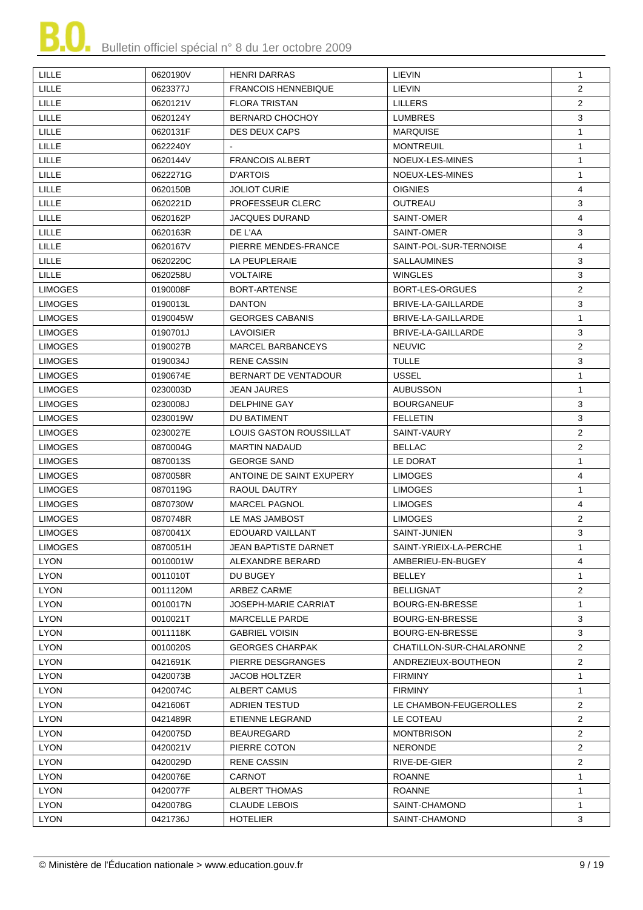| LILLE | 0620190V | HENRI DARRAS | LIEVIN | 1 |
|---|---|---|---|---|
| LILLE | 0623377J | FRANCOIS HENNEBIQUE | LIEVIN | 2 |
| LILLE | 0620121V | FLORA TRISTAN | LILLERS | 2 |
| LILLE | 0620124Y | BERNARD CHOCHOY | LUMBRES | 3 |
| LILLE | 0620131F | DES DEUX CAPS | MARQUISE | 1 |
| LILLE | 0622240Y | - | MONTREUIL | 1 |
| LILLE | 0620144V | FRANCOIS ALBERT | NOEUX-LES-MINES | 1 |
| LILLE | 0622271G | D'ARTOIS | NOEUX-LES-MINES | 1 |
| LILLE | 0620150B | JOLIOT CURIE | OIGNIES | 4 |
| LILLE | 0620221D | PROFESSEUR CLERC | OUTREAU | 3 |
| LILLE | 0620162P | JACQUES DURAND | SAINT-OMER | 4 |
| LILLE | 0620163R | DE L'AA | SAINT-OMER | 3 |
| LILLE | 0620167V | PIERRE MENDES-FRANCE | SAINT-POL-SUR-TERNOISE | 4 |
| LILLE | 0620220C | LA PEUPLERAIE | SALLAUMINES | 3 |
| LILLE | 0620258U | VOLTAIRE | WINGLES | 3 |
| LIMOGES | 0190008F | BORT-ARTENSE | BORT-LES-ORGUES | 2 |
| LIMOGES | 0190013L | DANTON | BRIVE-LA-GAILLARDE | 3 |
| LIMOGES | 0190045W | GEORGES CABANIS | BRIVE-LA-GAILLARDE | 1 |
| LIMOGES | 0190701J | LAVOISIER | BRIVE-LA-GAILLARDE | 3 |
| LIMOGES | 0190027B | MARCEL BARBANCEYS | NEUVIC | 2 |
| LIMOGES | 0190034J | RENE CASSIN | TULLE | 3 |
| LIMOGES | 0190674E | BERNART DE VENTADOUR | USSEL | 1 |
| LIMOGES | 0230003D | JEAN JAURES | AUBUSSON | 1 |
| LIMOGES | 0230008J | DELPHINE GAY | BOURGANEUF | 3 |
| LIMOGES | 0230019W | DU BATIMENT | FELLETIN | 3 |
| LIMOGES | 0230027E | LOUIS GASTON ROUSSILLAT | SAINT-VAURY | 2 |
| LIMOGES | 0870004G | MARTIN NADAUD | BELLAC | 2 |
| LIMOGES | 0870013S | GEORGE SAND | LE DORAT | 1 |
| LIMOGES | 0870058R | ANTOINE DE SAINT EXUPERY | LIMOGES | 4 |
| LIMOGES | 0870119G | RAOUL DAUTRY | LIMOGES | 1 |
| LIMOGES | 0870730W | MARCEL PAGNOL | LIMOGES | 4 |
| LIMOGES | 0870748R | LE MAS JAMBOST | LIMOGES | 2 |
| LIMOGES | 0870041X | EDOUARD VAILLANT | SAINT-JUNIEN | 3 |
| LIMOGES | 0870051H | JEAN BAPTISTE DARNET | SAINT-YRIEIX-LA-PERCHE | 1 |
| LYON | 0010001W | ALEXANDRE BERARD | AMBERIEU-EN-BUGEY | 4 |
| LYON | 0011010T | DU BUGEY | BELLEY | 1 |
| LYON | 0011120M | ARBEZ CARME | BELLIGNAT | 2 |
| LYON | 0010017N | JOSEPH-MARIE CARRIAT | BOURG-EN-BRESSE | 1 |
| LYON | 0010021T | MARCELLE PARDE | BOURG-EN-BRESSE | 3 |
| LYON | 0011118K | GABRIEL VOISIN | BOURG-EN-BRESSE | 3 |
| LYON | 0010020S | GEORGES CHARPAK | CHATILLON-SUR-CHALARONNE | 2 |
| LYON | 0421691K | PIERRE DESGRANGES | ANDREZIEUX-BOUTHEON | 2 |
| LYON | 0420073B | JACOB HOLTZER | FIRMINY | 1 |
| LYON | 0420074C | ALBERT CAMUS | FIRMINY | 1 |
| LYON | 0421606T | ADRIEN TESTUD | LE CHAMBON-FEUGEROLLES | 2 |
| LYON | 0421489R | ETIENNE LEGRAND | LE COTEAU | 2 |
| LYON | 0420075D | BEAUREGARD | MONTBRISON | 2 |
| LYON | 0420021V | PIERRE COTON | NERONDE | 2 |
| LYON | 0420029D | RENE CASSIN | RIVE-DE-GIER | 2 |
| LYON | 0420076E | CARNOT | ROANNE | 1 |
| LYON | 0420077F | ALBERT THOMAS | ROANNE | 1 |
| LYON | 0420078G | CLAUDE LEBOIS | SAINT-CHAMOND | 1 |
| LYON | 0421736J | HOTELIER | SAINT-CHAMOND | 3 |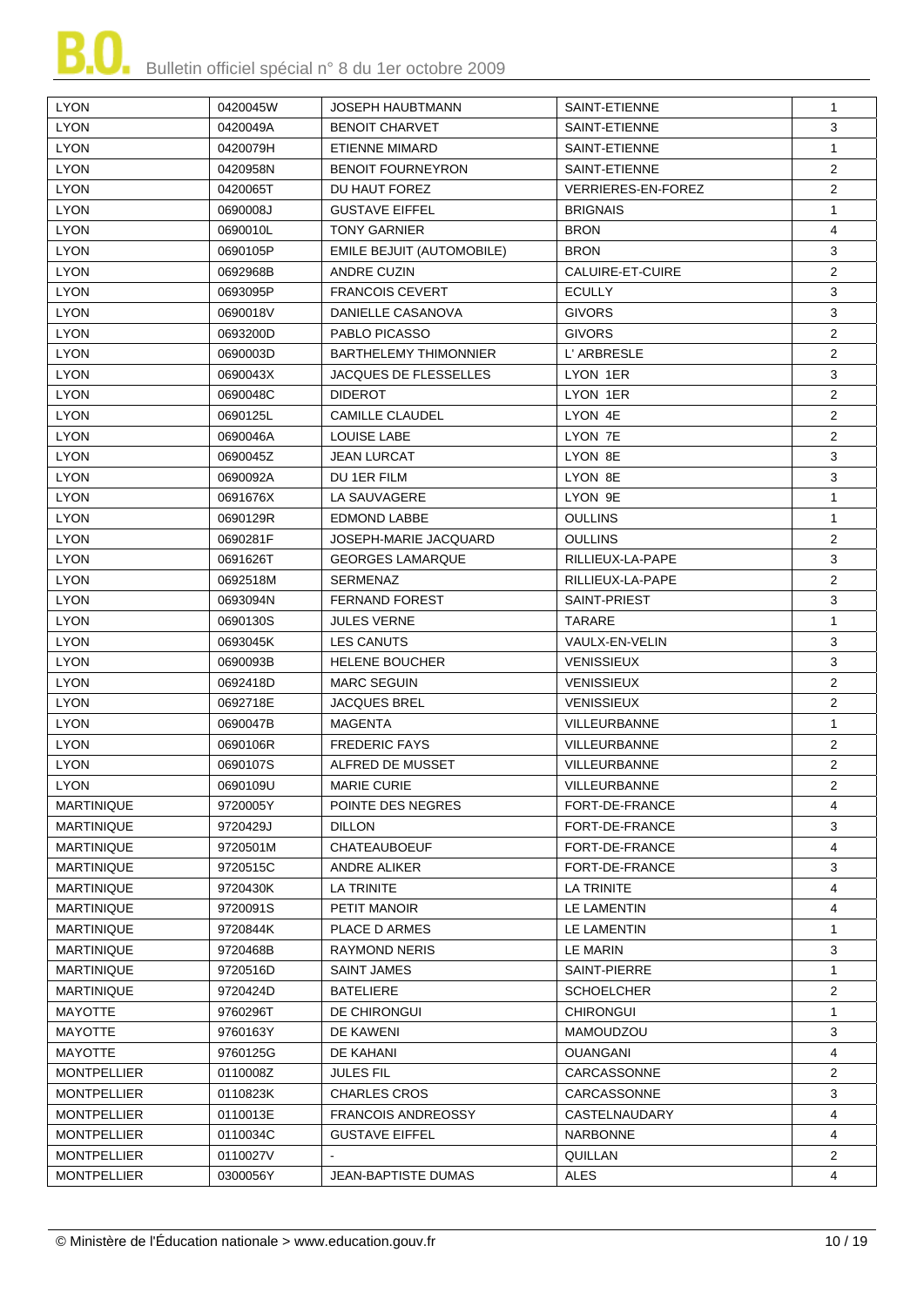| LYON | 0420045W | JOSEPH HAUBTMANN | SAINT-ETIENNE | 1 |
|---|---|---|---|---|
| LYON | 0420049A | BENOIT CHARVET | SAINT-ETIENNE | 3 |
| LYON | 0420079H | ETIENNE MIMARD | SAINT-ETIENNE | 1 |
| LYON | 0420958N | BENOIT FOURNEYRON | SAINT-ETIENNE | 2 |
| LYON | 0420065T | DU HAUT FOREZ | VERRIERES-EN-FOREZ | 2 |
| LYON | 0690008J | GUSTAVE EIFFEL | BRIGNAIS | 1 |
| LYON | 0690010L | TONY GARNIER | BRON | 4 |
| LYON | 0690105P | EMILE BEJUIT (AUTOMOBILE) | BRON | 3 |
| LYON | 0692968B | ANDRE CUZIN | CALUIRE-ET-CUIRE | 2 |
| LYON | 0693095P | FRANCOIS CEVERT | ECULLY | 3 |
| LYON | 0690018V | DANIELLE CASANOVA | GIVORS | 3 |
| LYON | 0693200D | PABLO PICASSO | GIVORS | 2 |
| LYON | 0690003D | BARTHELEMY THIMONNIER | L' ARBRESLE | 2 |
| LYON | 0690043X | JACQUES DE FLESSELLES | LYON 1ER | 3 |
| LYON | 0690048C | DIDEROT | LYON 1ER | 2 |
| LYON | 0690125L | CAMILLE CLAUDEL | LYON 4E | 2 |
| LYON | 0690046A | LOUISE LABE | LYON 7E | 2 |
| LYON | 0690045Z | JEAN LURCAT | LYON 8E | 3 |
| LYON | 0690092A | DU 1ER FILM | LYON 8E | 3 |
| LYON | 0691676X | LA SAUVAGERE | LYON 9E | 1 |
| LYON | 0690129R | EDMOND LABBE | OULLINS | 1 |
| LYON | 0690281F | JOSEPH-MARIE JACQUARD | OULLINS | 2 |
| LYON | 0691626T | GEORGES LAMARQUE | RILLIEUX-LA-PAPE | 3 |
| LYON | 0692518M | SERMENAZ | RILLIEUX-LA-PAPE | 2 |
| LYON | 0693094N | FERNAND FOREST | SAINT-PRIEST | 3 |
| LYON | 0690130S | JULES VERNE | TARARE | 1 |
| LYON | 0693045K | LES CANUTS | VAULX-EN-VELIN | 3 |
| LYON | 0690093B | HELENE BOUCHER | VENISSIEUX | 3 |
| LYON | 0692418D | MARC SEGUIN | VENISSIEUX | 2 |
| LYON | 0692718E | JACQUES BREL | VENISSIEUX | 2 |
| LYON | 0690047B | MAGENTA | VILLEURBANNE | 1 |
| LYON | 0690106R | FREDERIC FAYS | VILLEURBANNE | 2 |
| LYON | 0690107S | ALFRED DE MUSSET | VILLEURBANNE | 2 |
| LYON | 0690109U | MARIE CURIE | VILLEURBANNE | 2 |
| MARTINIQUE | 9720005Y | POINTE DES NEGRES | FORT-DE-FRANCE | 4 |
| MARTINIQUE | 9720429J | DILLON | FORT-DE-FRANCE | 3 |
| MARTINIQUE | 9720501M | CHATEAUBOEUF | FORT-DE-FRANCE | 4 |
| MARTINIQUE | 9720515C | ANDRE ALIKER | FORT-DE-FRANCE | 3 |
| MARTINIQUE | 9720430K | LA TRINITE | LA TRINITE | 4 |
| MARTINIQUE | 9720091S | PETIT MANOIR | LE LAMENTIN | 4 |
| MARTINIQUE | 9720844K | PLACE D ARMES | LE LAMENTIN | 1 |
| MARTINIQUE | 9720468B | RAYMOND NERIS | LE MARIN | 3 |
| MARTINIQUE | 9720516D | SAINT JAMES | SAINT-PIERRE | 1 |
| MARTINIQUE | 9720424D | BATELIERE | SCHOELCHER | 2 |
| MAYOTTE | 9760296T | DE CHIRONGUI | CHIRONGUI | 1 |
| MAYOTTE | 9760163Y | DE KAWENI | MAMOUDZOU | 3 |
| MAYOTTE | 9760125G | DE KAHANI | OUANGANI | 4 |
| MONTPELLIER | 0110008Z | JULES FIL | CARCASSONNE | 2 |
| MONTPELLIER | 0110823K | CHARLES CROS | CARCASSONNE | 3 |
| MONTPELLIER | 0110013E | FRANCOIS ANDREOSSY | CASTELNAUDARY | 4 |
| MONTPELLIER | 0110034C | GUSTAVE EIFFEL | NARBONNE | 4 |
| MONTPELLIER | 0110027V | - | QUILLAN | 2 |
| MONTPELLIER | 0300056Y | JEAN-BAPTISTE DUMAS | ALES | 4 |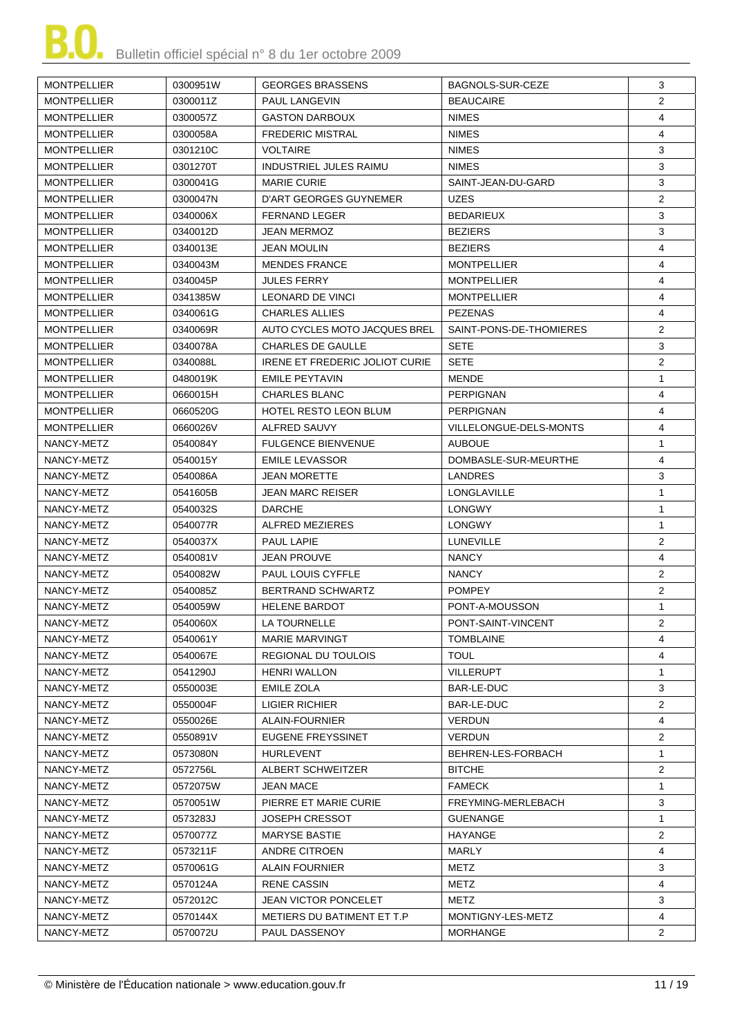| MONTPELLIER | 0300951W | GEORGES BRASSENS | BAGNOLS-SUR-CEZE | 3 |
|---|---|---|---|---|
| MONTPELLIER | 0300011Z | PAUL LANGEVIN | BEAUCAIRE | 2 |
| MONTPELLIER | 0300057Z | GASTON DARBOUX | NIMES | 4 |
| MONTPELLIER | 0300058A | FREDERIC MISTRAL | NIMES | 4 |
| MONTPELLIER | 0301210C | VOLTAIRE | NIMES | 3 |
| MONTPELLIER | 0301270T | INDUSTRIEL JULES RAIMU | NIMES | 3 |
| MONTPELLIER | 0300041G | MARIE CURIE | SAINT-JEAN-DU-GARD | 3 |
| MONTPELLIER | 0300047N | D'ART GEORGES GUYNEMER | UZES | 2 |
| MONTPELLIER | 0340006X | FERNAND LEGER | BEDARIEUX | 3 |
| MONTPELLIER | 0340012D | JEAN MERMOZ | BEZIERS | 3 |
| MONTPELLIER | 0340013E | JEAN MOULIN | BEZIERS | 4 |
| MONTPELLIER | 0340043M | MENDES FRANCE | MONTPELLIER | 4 |
| MONTPELLIER | 0340045P | JULES FERRY | MONTPELLIER | 4 |
| MONTPELLIER | 0341385W | LEONARD DE VINCI | MONTPELLIER | 4 |
| MONTPELLIER | 0340061G | CHARLES ALLIES | PEZENAS | 4 |
| MONTPELLIER | 0340069R | AUTO CYCLES MOTO JACQUES BREL | SAINT-PONS-DE-THOMIERES | 2 |
| MONTPELLIER | 0340078A | CHARLES DE GAULLE | SETE | 3 |
| MONTPELLIER | 0340088L | IRENE ET FREDERIC JOLIOT CURIE | SETE | 2 |
| MONTPELLIER | 0480019K | EMILE PEYTAVIN | MENDE | 1 |
| MONTPELLIER | 0660015H | CHARLES BLANC | PERPIGNAN | 4 |
| MONTPELLIER | 0660520G | HOTEL RESTO LEON BLUM | PERPIGNAN | 4 |
| MONTPELLIER | 0660026V | ALFRED SAUVY | VILLELONGUE-DELS-MONTS | 4 |
| NANCY-METZ | 0540084Y | FULGENCE BIENVENUE | AUBOUE | 1 |
| NANCY-METZ | 0540015Y | EMILE LEVASSOR | DOMBASLE-SUR-MEURTHE | 4 |
| NANCY-METZ | 0540086A | JEAN MORETTE | LANDRES | 3 |
| NANCY-METZ | 0541605B | JEAN MARC REISER | LONGLAVILLE | 1 |
| NANCY-METZ | 0540032S | DARCHE | LONGWY | 1 |
| NANCY-METZ | 0540077R | ALFRED MEZIERES | LONGWY | 1 |
| NANCY-METZ | 0540037X | PAUL LAPIE | LUNEVILLE | 2 |
| NANCY-METZ | 0540081V | JEAN PROUVE | NANCY | 4 |
| NANCY-METZ | 0540082W | PAUL LOUIS CYFFLE | NANCY | 2 |
| NANCY-METZ | 0540085Z | BERTRAND SCHWARTZ | POMPEY | 2 |
| NANCY-METZ | 0540059W | HELENE BARDOT | PONT-A-MOUSSON | 1 |
| NANCY-METZ | 0540060X | LA TOURNELLE | PONT-SAINT-VINCENT | 2 |
| NANCY-METZ | 0540061Y | MARIE MARVINGT | TOMBLAINE | 4 |
| NANCY-METZ | 0540067E | REGIONAL DU TOULOIS | TOUL | 4 |
| NANCY-METZ | 0541290J | HENRI WALLON | VILLERUPT | 1 |
| NANCY-METZ | 0550003E | EMILE ZOLA | BAR-LE-DUC | 3 |
| NANCY-METZ | 0550004F | LIGIER RICHIER | BAR-LE-DUC | 2 |
| NANCY-METZ | 0550026E | ALAIN-FOURNIER | VERDUN | 4 |
| NANCY-METZ | 0550891V | EUGENE FREYSSINET | VERDUN | 2 |
| NANCY-METZ | 0573080N | HURLEVENT | BEHREN-LES-FORBACH | 1 |
| NANCY-METZ | 0572756L | ALBERT SCHWEITZER | BITCHE | 2 |
| NANCY-METZ | 0572075W | JEAN MACE | FAMECK | 1 |
| NANCY-METZ | 0570051W | PIERRE ET MARIE CURIE | FREYMING-MERLEBACH | 3 |
| NANCY-METZ | 0573283J | JOSEPH CRESSOT | GUENANGE | 1 |
| NANCY-METZ | 0570077Z | MARYSE BASTIE | HAYANGE | 2 |
| NANCY-METZ | 0573211F | ANDRE CITROEN | MARLY | 4 |
| NANCY-METZ | 0570061G | ALAIN FOURNIER | METZ | 3 |
| NANCY-METZ | 0570124A | RENE CASSIN | METZ | 4 |
| NANCY-METZ | 0572012C | JEAN VICTOR PONCELET | METZ | 3 |
| NANCY-METZ | 0570144X | METIERS DU BATIMENT ET T.P | MONTIGNY-LES-METZ | 4 |
| NANCY-METZ | 0570072U | PAUL DASSENOY | MORHANGE | 2 |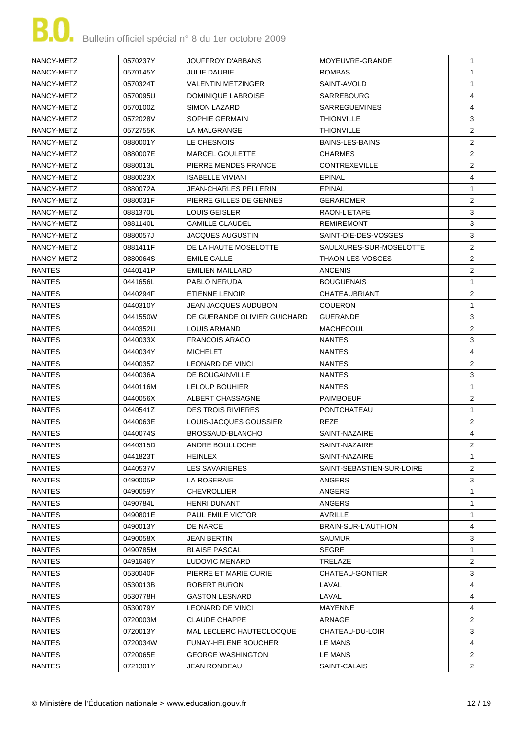| NANCY-METZ | 0570237Y | JOUFFROY D'ABBANS | MOYEUVRE-GRANDE | 1 |
|---|---|---|---|---|
| NANCY-METZ | 0570145Y | JULIE DAUBIE | ROMBAS | 1 |
| NANCY-METZ | 0570324T | VALENTIN METZINGER | SAINT-AVOLD | 1 |
| NANCY-METZ | 0570095U | DOMINIQUE LABROISE | SARREBOURG | 4 |
| NANCY-METZ | 0570100Z | SIMON LAZARD | SARREGUEMINES | 4 |
| NANCY-METZ | 0572028V | SOPHIE GERMAIN | THIONVILLE | 3 |
| NANCY-METZ | 0572755K | LA MALGRANGE | THIONVILLE | 2 |
| NANCY-METZ | 0880001Y | LE CHESNOIS | BAINS-LES-BAINS | 2 |
| NANCY-METZ | 0880007E | MARCEL GOULETTE | CHARMES | 2 |
| NANCY-METZ | 0880013L | PIERRE MENDES FRANCE | CONTREXEVILLE | 2 |
| NANCY-METZ | 0880023X | ISABELLE VIVIANI | EPINAL | 4 |
| NANCY-METZ | 0880072A | JEAN-CHARLES PELLERIN | EPINAL | 1 |
| NANCY-METZ | 0880031F | PIERRE GILLES DE GENNES | GERARDMER | 2 |
| NANCY-METZ | 0881370L | LOUIS GEISLER | RAON-L'ETAPE | 3 |
| NANCY-METZ | 0881140L | CAMILLE CLAUDEL | REMIREMONT | 3 |
| NANCY-METZ | 0880057J | JACQUES AUGUSTIN | SAINT-DIE-DES-VOSGES | 3 |
| NANCY-METZ | 0881411F | DE LA HAUTE MOSELOTTE | SAULXURES-SUR-MOSELOTTE | 2 |
| NANCY-METZ | 0880064S | EMILE GALLE | THAON-LES-VOSGES | 2 |
| NANTES | 0440141P | EMILIEN MAILLARD | ANCENIS | 2 |
| NANTES | 0441656L | PABLO NERUDA | BOUGUENAIS | 1 |
| NANTES | 0440294F | ETIENNE LENOIR | CHATEAUBRIANT | 2 |
| NANTES | 0440310Y | JEAN JACQUES AUDUBON | COUERON | 1 |
| NANTES | 0441550W | DE GUERANDE OLIVIER GUICHARD | GUERANDE | 3 |
| NANTES | 0440352U | LOUIS ARMAND | MACHECOUL | 2 |
| NANTES | 0440033X | FRANCOIS ARAGO | NANTES | 3 |
| NANTES | 0440034Y | MICHELET | NANTES | 4 |
| NANTES | 0440035Z | LEONARD DE VINCI | NANTES | 2 |
| NANTES | 0440036A | DE BOUGAINVILLE | NANTES | 3 |
| NANTES | 0440116M | LELOUP BOUHIER | NANTES | 1 |
| NANTES | 0440056X | ALBERT CHASSAGNE | PAIMBOEUF | 2 |
| NANTES | 0440541Z | DES TROIS RIVIERES | PONTCHATEAU | 1 |
| NANTES | 0440063E | LOUIS-JACQUES GOUSSIER | REZE | 2 |
| NANTES | 0440074S | BROSSAUD-BLANCHO | SAINT-NAZAIRE | 4 |
| NANTES | 0440315D | ANDRE BOULLOCHE | SAINT-NAZAIRE | 2 |
| NANTES | 0441823T | HEINLEX | SAINT-NAZAIRE | 1 |
| NANTES | 0440537V | LES SAVARIERES | SAINT-SEBASTIEN-SUR-LOIRE | 2 |
| NANTES | 0490005P | LA ROSERAIE | ANGERS | 3 |
| NANTES | 0490059Y | CHEVROLLIER | ANGERS | 1 |
| NANTES | 0490784L | HENRI DUNANT | ANGERS | 1 |
| NANTES | 0490801E | PAUL EMILE VICTOR | AVRILLE | 1 |
| NANTES | 0490013Y | DE NARCE | BRAIN-SUR-L'AUTHION | 4 |
| NANTES | 0490058X | JEAN BERTIN | SAUMUR | 3 |
| NANTES | 0490785M | BLAISE PASCAL | SEGRE | 1 |
| NANTES | 0491646Y | LUDOVIC MENARD | TRELAZE | 2 |
| NANTES | 0530040F | PIERRE ET MARIE CURIE | CHATEAU-GONTIER | 3 |
| NANTES | 0530013B | ROBERT BURON | LAVAL | 4 |
| NANTES | 0530778H | GASTON LESNARD | LAVAL | 4 |
| NANTES | 0530079Y | LEONARD DE VINCI | MAYENNE | 4 |
| NANTES | 0720003M | CLAUDE CHAPPE | ARNAGE | 2 |
| NANTES | 0720013Y | MAL LECLERC HAUTECLOCQUE | CHATEAU-DU-LOIR | 3 |
| NANTES | 0720034W | FUNAY-HELENE BOUCHER | LE MANS | 4 |
| NANTES | 0720065E | GEORGE WASHINGTON | LE MANS | 2 |
| NANTES | 0721301Y | JEAN RONDEAU | SAINT-CALAIS | 2 |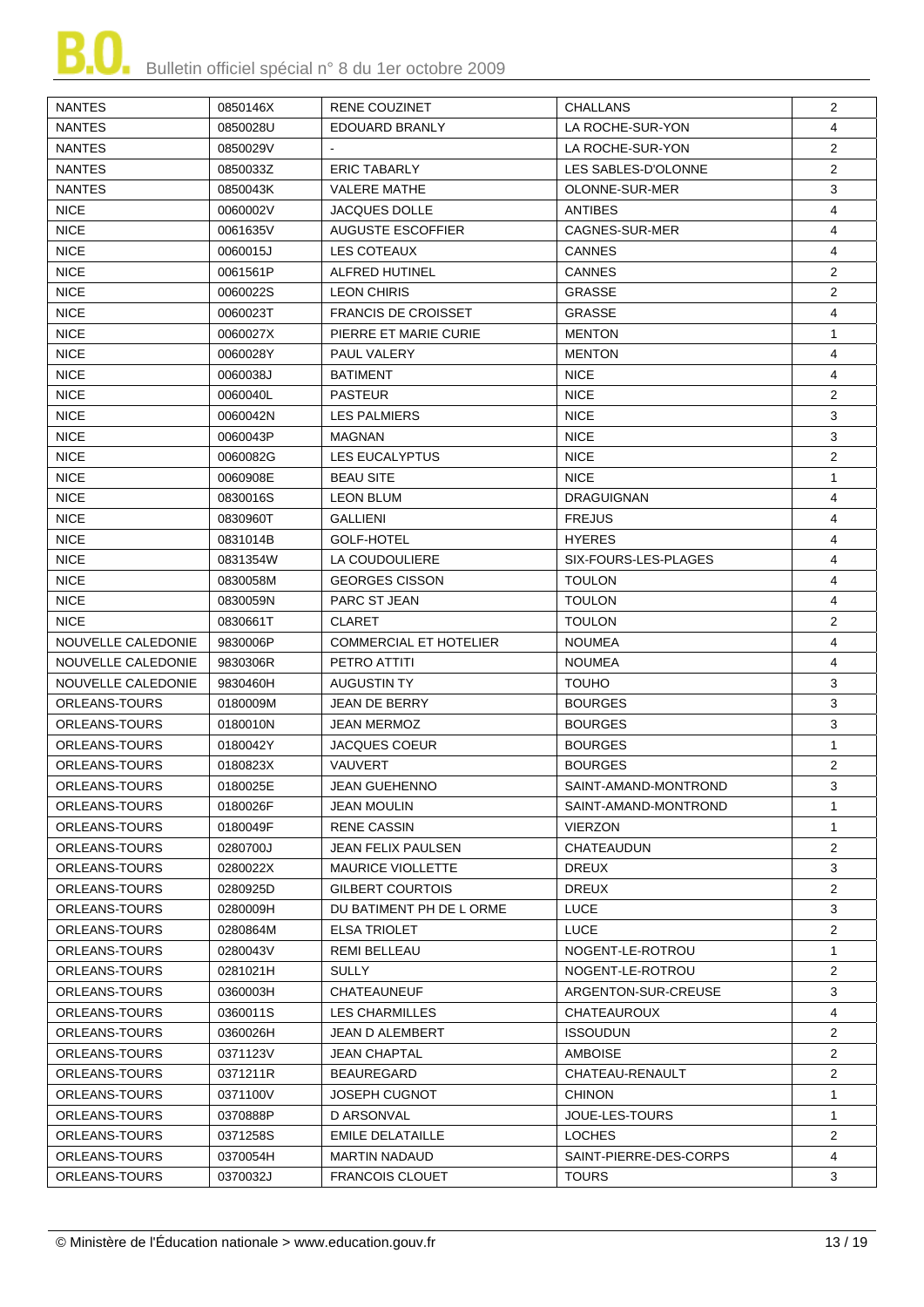| NANTES | 0850146X | RENE COUZINET | CHALLANS | 2 |
|---|---|---|---|---|
| NANTES | 0850028U | EDOUARD BRANLY | LA ROCHE-SUR-YON | 4 |
| NANTES | 0850029V | - | LA ROCHE-SUR-YON | 2 |
| NANTES | 0850033Z | ERIC TABARLY | LES SABLES-D'OLONNE | 2 |
| NANTES | 0850043K | VALERE MATHE | OLONNE-SUR-MER | 3 |
| NICE | 0060002V | JACQUES DOLLE | ANTIBES | 4 |
| NICE | 0061635V | AUGUSTE ESCOFFIER | CAGNES-SUR-MER | 4 |
| NICE | 0060015J | LES COTEAUX | CANNES | 4 |
| NICE | 0061561P | ALFRED HUTINEL | CANNES | 2 |
| NICE | 0060022S | LEON CHIRIS | GRASSE | 2 |
| NICE | 0060023T | FRANCIS DE CROISSET | GRASSE | 4 |
| NICE | 0060027X | PIERRE ET MARIE CURIE | MENTON | 1 |
| NICE | 0060028Y | PAUL VALERY | MENTON | 4 |
| NICE | 0060038J | BATIMENT | NICE | 4 |
| NICE | 0060040L | PASTEUR | NICE | 2 |
| NICE | 0060042N | LES PALMIERS | NICE | 3 |
| NICE | 0060043P | MAGNAN | NICE | 3 |
| NICE | 0060082G | LES EUCALYPTUS | NICE | 2 |
| NICE | 0060908E | BEAU SITE | NICE | 1 |
| NICE | 0830016S | LEON BLUM | DRAGUIGNAN | 4 |
| NICE | 0830960T | GALLIENI | FREJUS | 4 |
| NICE | 0831014B | GOLF-HOTEL | HYERES | 4 |
| NICE | 0831354W | LA COUDOULIERE | SIX-FOURS-LES-PLAGES | 4 |
| NICE | 0830058M | GEORGES CISSON | TOULON | 4 |
| NICE | 0830059N | PARC ST JEAN | TOULON | 4 |
| NICE | 0830661T | CLARET | TOULON | 2 |
| NOUVELLE CALEDONIE | 9830006P | COMMERCIAL ET HOTELIER | NOUMEA | 4 |
| NOUVELLE CALEDONIE | 9830306R | PETRO ATTITI | NOUMEA | 4 |
| NOUVELLE CALEDONIE | 9830460H | AUGUSTIN TY | TOUHO | 3 |
| ORLEANS-TOURS | 0180009M | JEAN DE BERRY | BOURGES | 3 |
| ORLEANS-TOURS | 0180010N | JEAN MERMOZ | BOURGES | 3 |
| ORLEANS-TOURS | 0180042Y | JACQUES COEUR | BOURGES | 1 |
| ORLEANS-TOURS | 0180823X | VAUVERT | BOURGES | 2 |
| ORLEANS-TOURS | 0180025E | JEAN GUEHENNO | SAINT-AMAND-MONTROND | 3 |
| ORLEANS-TOURS | 0180026F | JEAN MOULIN | SAINT-AMAND-MONTROND | 1 |
| ORLEANS-TOURS | 0180049F | RENE CASSIN | VIERZON | 1 |
| ORLEANS-TOURS | 0280700J | JEAN FELIX PAULSEN | CHATEAUDUN | 2 |
| ORLEANS-TOURS | 0280022X | MAURICE VIOLLETTE | DREUX | 3 |
| ORLEANS-TOURS | 0280925D | GILBERT COURTOIS | DREUX | 2 |
| ORLEANS-TOURS | 0280009H | DU BATIMENT PH DE L ORME | LUCE | 3 |
| ORLEANS-TOURS | 0280864M | ELSA TRIOLET | LUCE | 2 |
| ORLEANS-TOURS | 0280043V | REMI BELLEAU | NOGENT-LE-ROTROU | 1 |
| ORLEANS-TOURS | 0281021H | SULLY | NOGENT-LE-ROTROU | 2 |
| ORLEANS-TOURS | 0360003H | CHATEAUNEUF | ARGENTON-SUR-CREUSE | 3 |
| ORLEANS-TOURS | 0360011S | LES CHARMILLES | CHATEAUROUX | 4 |
| ORLEANS-TOURS | 0360026H | JEAN D ALEMBERT | ISSOUDUN | 2 |
| ORLEANS-TOURS | 0371123V | JEAN CHAPTAL | AMBOISE | 2 |
| ORLEANS-TOURS | 0371211R | BEAUREGARD | CHATEAU-RENAULT | 2 |
| ORLEANS-TOURS | 0371100V | JOSEPH CUGNOT | CHINON | 1 |
| ORLEANS-TOURS | 0370888P | D ARSONVAL | JOUE-LES-TOURS | 1 |
| ORLEANS-TOURS | 0371258S | EMILE DELATAILLE | LOCHES | 2 |
| ORLEANS-TOURS | 0370054H | MARTIN NADAUD | SAINT-PIERRE-DES-CORPS | 4 |
| ORLEANS-TOURS | 0370032J | FRANCOIS CLOUET | TOURS | 3 |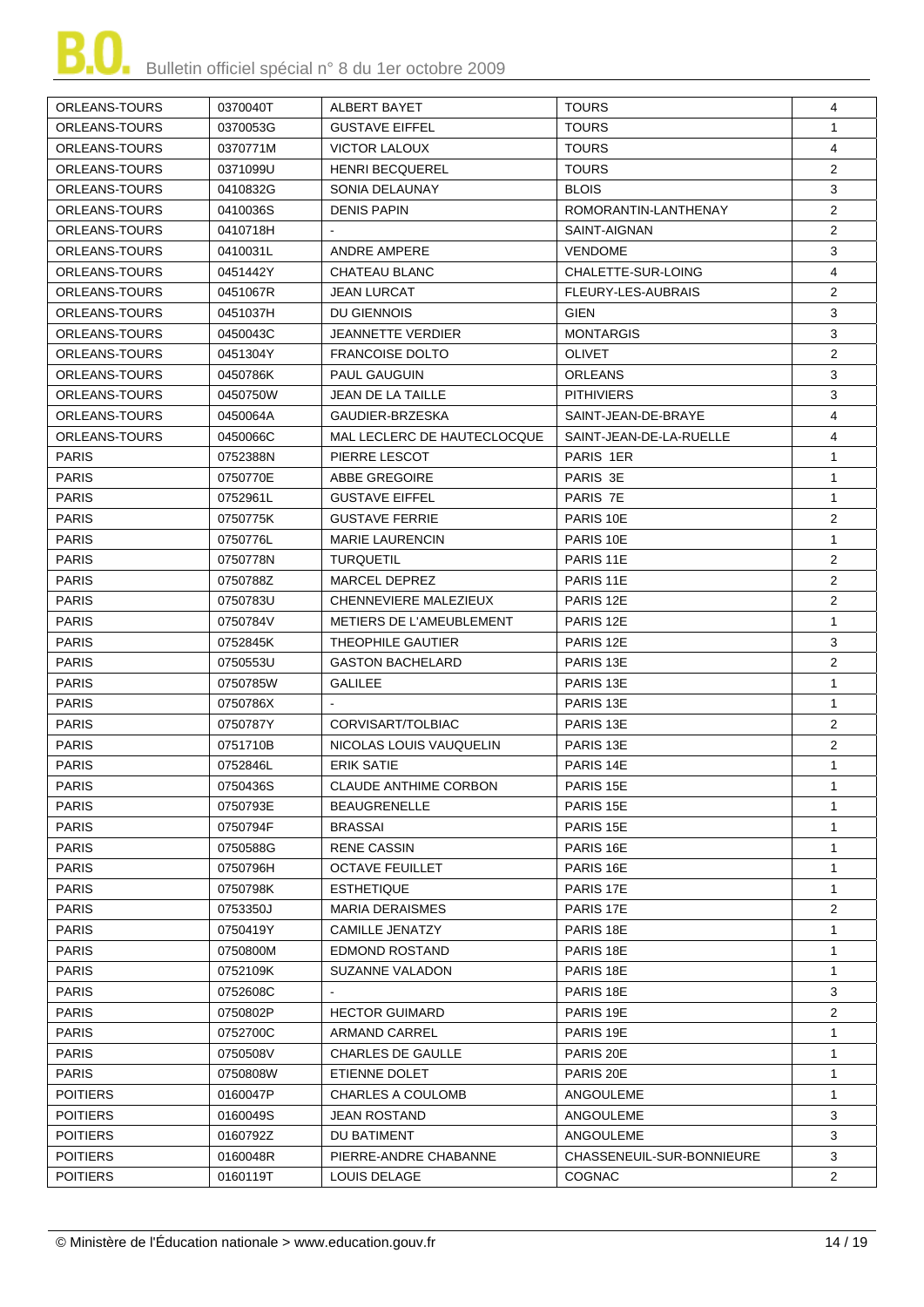| ORLEANS-TOURS | 0370040T | ALBERT BAYET | TOURS | 4 |
|---|---|---|---|---|
| ORLEANS-TOURS | 0370053G | GUSTAVE EIFFEL | TOURS | 1 |
| ORLEANS-TOURS | 0370771M | VICTOR LALOUX | TOURS | 4 |
| ORLEANS-TOURS | 0371099U | HENRI BECQUEREL | TOURS | 2 |
| ORLEANS-TOURS | 0410832G | SONIA DELAUNAY | BLOIS | 3 |
| ORLEANS-TOURS | 0410036S | DENIS PAPIN | ROMORANTIN-LANTHENAY | 2 |
| ORLEANS-TOURS | 0410718H | - | SAINT-AIGNAN | 2 |
| ORLEANS-TOURS | 0410031L | ANDRE AMPERE | VENDOME | 3 |
| ORLEANS-TOURS | 0451442Y | CHATEAU BLANC | CHALETTE-SUR-LOING | 4 |
| ORLEANS-TOURS | 0451067R | JEAN LURCAT | FLEURY-LES-AUBRAIS | 2 |
| ORLEANS-TOURS | 0451037H | DU GIENNOIS | GIEN | 3 |
| ORLEANS-TOURS | 0450043C | JEANNETTE VERDIER | MONTARGIS | 3 |
| ORLEANS-TOURS | 0451304Y | FRANCOISE DOLTO | OLIVET | 2 |
| ORLEANS-TOURS | 0450786K | PAUL GAUGUIN | ORLEANS | 3 |
| ORLEANS-TOURS | 0450750W | JEAN DE LA TAILLE | PITHIVIERS | 3 |
| ORLEANS-TOURS | 0450064A | GAUDIER-BRZESKA | SAINT-JEAN-DE-BRAYE | 4 |
| ORLEANS-TOURS | 0450066C | MAL LECLERC DE HAUTECLOCQUE | SAINT-JEAN-DE-LA-RUELLE | 4 |
| PARIS | 0752388N | PIERRE LESCOT | PARIS 1ER | 1 |
| PARIS | 0750770E | ABBE GREGOIRE | PARIS 3E | 1 |
| PARIS | 0752961L | GUSTAVE EIFFEL | PARIS 7E | 1 |
| PARIS | 0750775K | GUSTAVE FERRIE | PARIS 10E | 2 |
| PARIS | 0750776L | MARIE LAURENCIN | PARIS 10E | 1 |
| PARIS | 0750778N | TURQUETIL | PARIS 11E | 2 |
| PARIS | 0750788Z | MARCEL DEPREZ | PARIS 11E | 2 |
| PARIS | 0750783U | CHENNEVIERE MALEZIEUX | PARIS 12E | 2 |
| PARIS | 0750784V | METIERS DE L'AMEUBLEMENT | PARIS 12E | 1 |
| PARIS | 0752845K | THEOPHILE GAUTIER | PARIS 12E | 3 |
| PARIS | 0750553U | GASTON BACHELARD | PARIS 13E | 2 |
| PARIS | 0750785W | GALILEE | PARIS 13E | 1 |
| PARIS | 0750786X | - | PARIS 13E | 1 |
| PARIS | 0750787Y | CORVISART/TOLBIAC | PARIS 13E | 2 |
| PARIS | 0751710B | NICOLAS LOUIS VAUQUELIN | PARIS 13E | 2 |
| PARIS | 0752846L | ERIK SATIE | PARIS 14E | 1 |
| PARIS | 0750436S | CLAUDE ANTHIME CORBON | PARIS 15E | 1 |
| PARIS | 0750793E | BEAUGRENELLE | PARIS 15E | 1 |
| PARIS | 0750794F | BRASSAI | PARIS 15E | 1 |
| PARIS | 0750588G | RENE CASSIN | PARIS 16E | 1 |
| PARIS | 0750796H | OCTAVE FEUILLET | PARIS 16E | 1 |
| PARIS | 0750798K | ESTHETIQUE | PARIS 17E | 1 |
| PARIS | 0753350J | MARIA DERAISMES | PARIS 17E | 2 |
| PARIS | 0750419Y | CAMILLE JENATZY | PARIS 18E | 1 |
| PARIS | 0750800M | EDMOND ROSTAND | PARIS 18E | 1 |
| PARIS | 0752109K | SUZANNE VALADON | PARIS 18E | 1 |
| PARIS | 0752608C | - | PARIS 18E | 3 |
| PARIS | 0750802P | HECTOR GUIMARD | PARIS 19E | 2 |
| PARIS | 0752700C | ARMAND CARREL | PARIS 19E | 1 |
| PARIS | 0750508V | CHARLES DE GAULLE | PARIS 20E | 1 |
| PARIS | 0750808W | ETIENNE DOLET | PARIS 20E | 1 |
| POITIERS | 0160047P | CHARLES A COULOMB | ANGOULEME | 1 |
| POITIERS | 0160049S | JEAN ROSTAND | ANGOULEME | 3 |
| POITIERS | 0160792Z | DU BATIMENT | ANGOULEME | 3 |
| POITIERS | 0160048R | PIERRE-ANDRE CHABANNE | CHASSENEUIL-SUR-BONNIEURE | 3 |
| POITIERS | 0160119T | LOUIS DELAGE | COGNAC | 2 |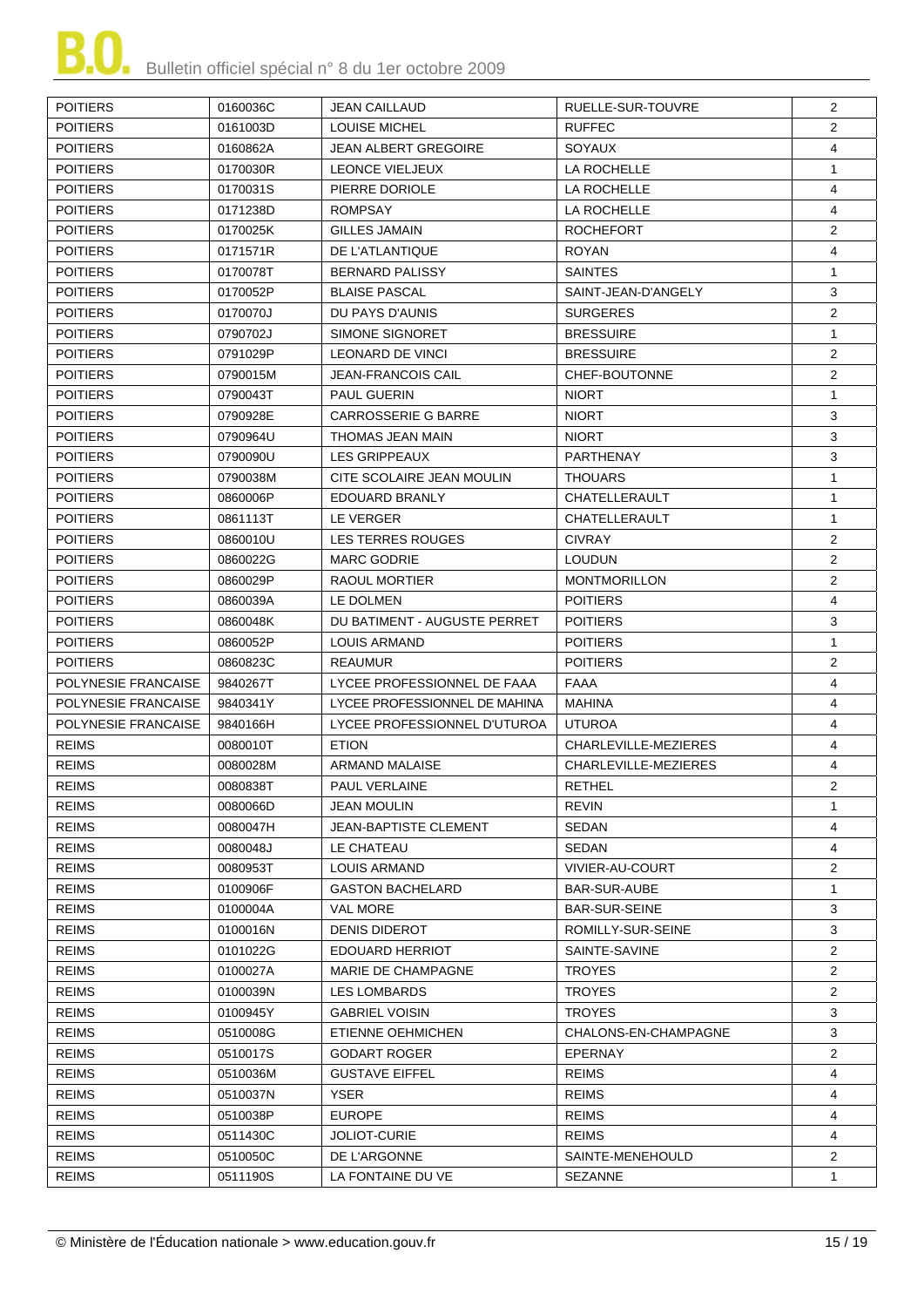| POITIERS | 0160036C | JEAN CAILLAUD | RUELLE-SUR-TOUVRE | 2 |
|---|---|---|---|---|
| POITIERS | 0161003D | LOUISE MICHEL | RUFFEC | 2 |
| POITIERS | 0160862A | JEAN ALBERT GREGOIRE | SOYAUX | 4 |
| POITIERS | 0170030R | LEONCE VIELJEUX | LA ROCHELLE | 1 |
| POITIERS | 0170031S | PIERRE DORIOLE | LA ROCHELLE | 4 |
| POITIERS | 0171238D | ROMPSAY | LA ROCHELLE | 4 |
| POITIERS | 0170025K | GILLES JAMAIN | ROCHEFORT | 2 |
| POITIERS | 0171571R | DE L'ATLANTIQUE | ROYAN | 4 |
| POITIERS | 0170078T | BERNARD PALISSY | SAINTES | 1 |
| POITIERS | 0170052P | BLAISE PASCAL | SAINT-JEAN-D'ANGELY | 3 |
| POITIERS | 0170070J | DU PAYS D'AUNIS | SURGERES | 2 |
| POITIERS | 0790702J | SIMONE SIGNORET | BRESSUIRE | 1 |
| POITIERS | 0791029P | LEONARD DE VINCI | BRESSUIRE | 2 |
| POITIERS | 0790015M | JEAN-FRANCOIS CAIL | CHEF-BOUTONNE | 2 |
| POITIERS | 0790043T | PAUL GUERIN | NIORT | 1 |
| POITIERS | 0790928E | CARROSSERIE G BARRE | NIORT | 3 |
| POITIERS | 0790964U | THOMAS JEAN MAIN | NIORT | 3 |
| POITIERS | 0790090U | LES GRIPPEAUX | PARTHENAY | 3 |
| POITIERS | 0790038M | CITE SCOLAIRE JEAN MOULIN | THOUARS | 1 |
| POITIERS | 0860006P | EDOUARD BRANLY | CHATELLERAULT | 1 |
| POITIERS | 0861113T | LE VERGER | CHATELLERAULT | 1 |
| POITIERS | 0860010U | LES TERRES ROUGES | CIVRAY | 2 |
| POITIERS | 0860022G | MARC GODRIE | LOUDUN | 2 |
| POITIERS | 0860029P | RAOUL MORTIER | MONTMORILLON | 2 |
| POITIERS | 0860039A | LE DOLMEN | POITIERS | 4 |
| POITIERS | 0860048K | DU BATIMENT - AUGUSTE PERRET | POITIERS | 3 |
| POITIERS | 0860052P | LOUIS ARMAND | POITIERS | 1 |
| POITIERS | 0860823C | REAUMUR | POITIERS | 2 |
| POLYNESIE FRANCAISE | 9840267T | LYCEE PROFESSIONNEL DE FAAA | FAAA | 4 |
| POLYNESIE FRANCAISE | 9840341Y | LYCEE PROFESSIONNEL DE MAHINA | MAHINA | 4 |
| POLYNESIE FRANCAISE | 9840166H | LYCEE PROFESSIONNEL D'UTUROA | UTUROA | 4 |
| REIMS | 0080010T | ETION | CHARLEVILLE-MEZIERES | 4 |
| REIMS | 0080028M | ARMAND MALAISE | CHARLEVILLE-MEZIERES | 4 |
| REIMS | 0080838T | PAUL VERLAINE | RETHEL | 2 |
| REIMS | 0080066D | JEAN MOULIN | REVIN | 1 |
| REIMS | 0080047H | JEAN-BAPTISTE CLEMENT | SEDAN | 4 |
| REIMS | 0080048J | LE CHATEAU | SEDAN | 4 |
| REIMS | 0080953T | LOUIS ARMAND | VIVIER-AU-COURT | 2 |
| REIMS | 0100906F | GASTON BACHELARD | BAR-SUR-AUBE | 1 |
| REIMS | 0100004A | VAL MORE | BAR-SUR-SEINE | 3 |
| REIMS | 0100016N | DENIS DIDEROT | ROMILLY-SUR-SEINE | 3 |
| REIMS | 0101022G | EDOUARD HERRIOT | SAINTE-SAVINE | 2 |
| REIMS | 0100027A | MARIE DE CHAMPAGNE | TROYES | 2 |
| REIMS | 0100039N | LES LOMBARDS | TROYES | 2 |
| REIMS | 0100945Y | GABRIEL VOISIN | TROYES | 3 |
| REIMS | 0510008G | ETIENNE OEHMICHEN | CHALONS-EN-CHAMPAGNE | 3 |
| REIMS | 0510017S | GODART ROGER | EPERNAY | 2 |
| REIMS | 0510036M | GUSTAVE EIFFEL | REIMS | 4 |
| REIMS | 0510037N | YSER | REIMS | 4 |
| REIMS | 0510038P | EUROPE | REIMS | 4 |
| REIMS | 0511430C | JOLIOT-CURIE | REIMS | 4 |
| REIMS | 0510050C | DE L'ARGONNE | SAINTE-MENEHOULD | 2 |
| REIMS | 0511190S | LA FONTAINE DU VE | SEZANNE | 1 |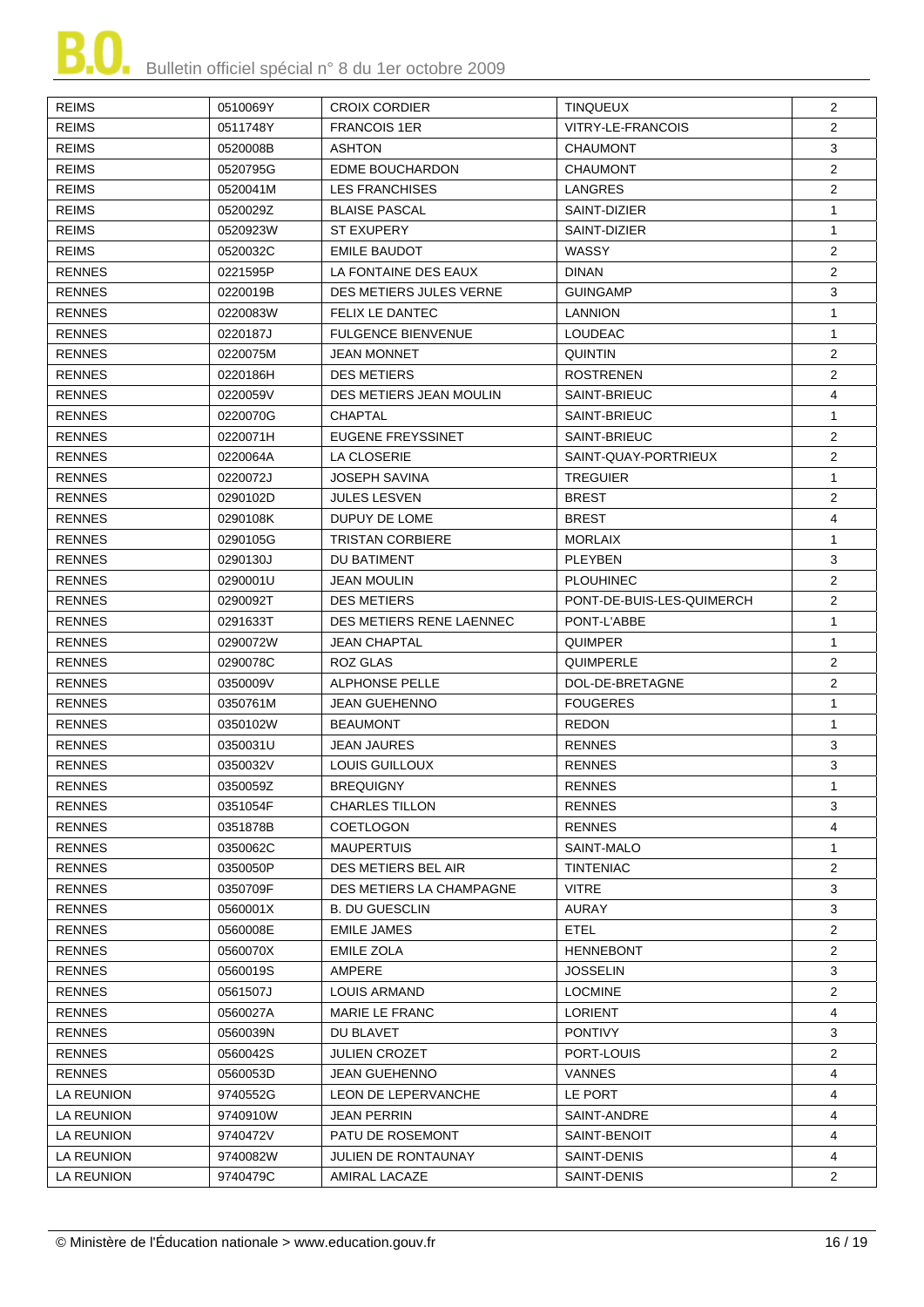| REIMS | 0510069Y | CROIX CORDIER | TINQUEUX | 2 |
|---|---|---|---|---|
| REIMS | 0511748Y | FRANCOIS 1ER | VITRY-LE-FRANCOIS | 2 |
| REIMS | 0520008B | ASHTON | CHAUMONT | 3 |
| REIMS | 0520795G | EDME BOUCHARDON | CHAUMONT | 2 |
| REIMS | 0520041M | LES FRANCHISES | LANGRES | 2 |
| REIMS | 0520029Z | BLAISE PASCAL | SAINT-DIZIER | 1 |
| REIMS | 0520923W | ST EXUPERY | SAINT-DIZIER | 1 |
| REIMS | 0520032C | EMILE BAUDOT | WASSY | 2 |
| RENNES | 0221595P | LA FONTAINE DES EAUX | DINAN | 2 |
| RENNES | 0220019B | DES METIERS JULES VERNE | GUINGAMP | 3 |
| RENNES | 0220083W | FELIX LE DANTEC | LANNION | 1 |
| RENNES | 0220187J | FULGENCE BIENVENUE | LOUDEAC | 1 |
| RENNES | 0220075M | JEAN MONNET | QUINTIN | 2 |
| RENNES | 0220186H | DES METIERS | ROSTRENEN | 2 |
| RENNES | 0220059V | DES METIERS JEAN MOULIN | SAINT-BRIEUC | 4 |
| RENNES | 0220070G | CHAPTAL | SAINT-BRIEUC | 1 |
| RENNES | 0220071H | EUGENE FREYSSINET | SAINT-BRIEUC | 2 |
| RENNES | 0220064A | LA CLOSERIE | SAINT-QUAY-PORTRIEUX | 2 |
| RENNES | 0220072J | JOSEPH SAVINA | TREGUIER | 1 |
| RENNES | 0290102D | JULES LESVEN | BREST | 2 |
| RENNES | 0290108K | DUPUY DE LOME | BREST | 4 |
| RENNES | 0290105G | TRISTAN CORBIERE | MORLAIX | 1 |
| RENNES | 0290130J | DU BATIMENT | PLEYBEN | 3 |
| RENNES | 0290001U | JEAN MOULIN | PLOUHINEC | 2 |
| RENNES | 0290092T | DES METIERS | PONT-DE-BUIS-LES-QUIMERCH | 2 |
| RENNES | 0291633T | DES METIERS RENE LAENNEC | PONT-L'ABBE | 1 |
| RENNES | 0290072W | JEAN CHAPTAL | QUIMPER | 1 |
| RENNES | 0290078C | ROZ GLAS | QUIMPERLE | 2 |
| RENNES | 0350009V | ALPHONSE PELLE | DOL-DE-BRETAGNE | 2 |
| RENNES | 0350761M | JEAN GUEHENNO | FOUGERES | 1 |
| RENNES | 0350102W | BEAUMONT | REDON | 1 |
| RENNES | 0350031U | JEAN JAURES | RENNES | 3 |
| RENNES | 0350032V | LOUIS GUILLOUX | RENNES | 3 |
| RENNES | 0350059Z | BREQUIGNY | RENNES | 1 |
| RENNES | 0351054F | CHARLES TILLON | RENNES | 3 |
| RENNES | 0351878B | COETLOGON | RENNES | 4 |
| RENNES | 0350062C | MAUPERTUIS | SAINT-MALO | 1 |
| RENNES | 0350050P | DES METIERS BEL AIR | TINTENIAC | 2 |
| RENNES | 0350709F | DES METIERS LA CHAMPAGNE | VITRE | 3 |
| RENNES | 0560001X | B. DU GUESCLIN | AURAY | 3 |
| RENNES | 0560008E | EMILE JAMES | ETEL | 2 |
| RENNES | 0560070X | EMILE ZOLA | HENNEBONT | 2 |
| RENNES | 0560019S | AMPERE | JOSSELIN | 3 |
| RENNES | 0561507J | LOUIS ARMAND | LOCMINE | 2 |
| RENNES | 0560027A | MARIE LE FRANC | LORIENT | 4 |
| RENNES | 0560039N | DU BLAVET | PONTIVY | 3 |
| RENNES | 0560042S | JULIEN CROZET | PORT-LOUIS | 2 |
| RENNES | 0560053D | JEAN GUEHENNO | VANNES | 4 |
| LA REUNION | 9740552G | LEON DE LEPERVANCHE | LE PORT | 4 |
| LA REUNION | 9740910W | JEAN PERRIN | SAINT-ANDRE | 4 |
| LA REUNION | 9740472V | PATU DE ROSEMONT | SAINT-BENOIT | 4 |
| LA REUNION | 9740082W | JULIEN DE RONTAUNAY | SAINT-DENIS | 4 |
| LA REUNION | 9740479C | AMIRAL LACAZE | SAINT-DENIS | 2 |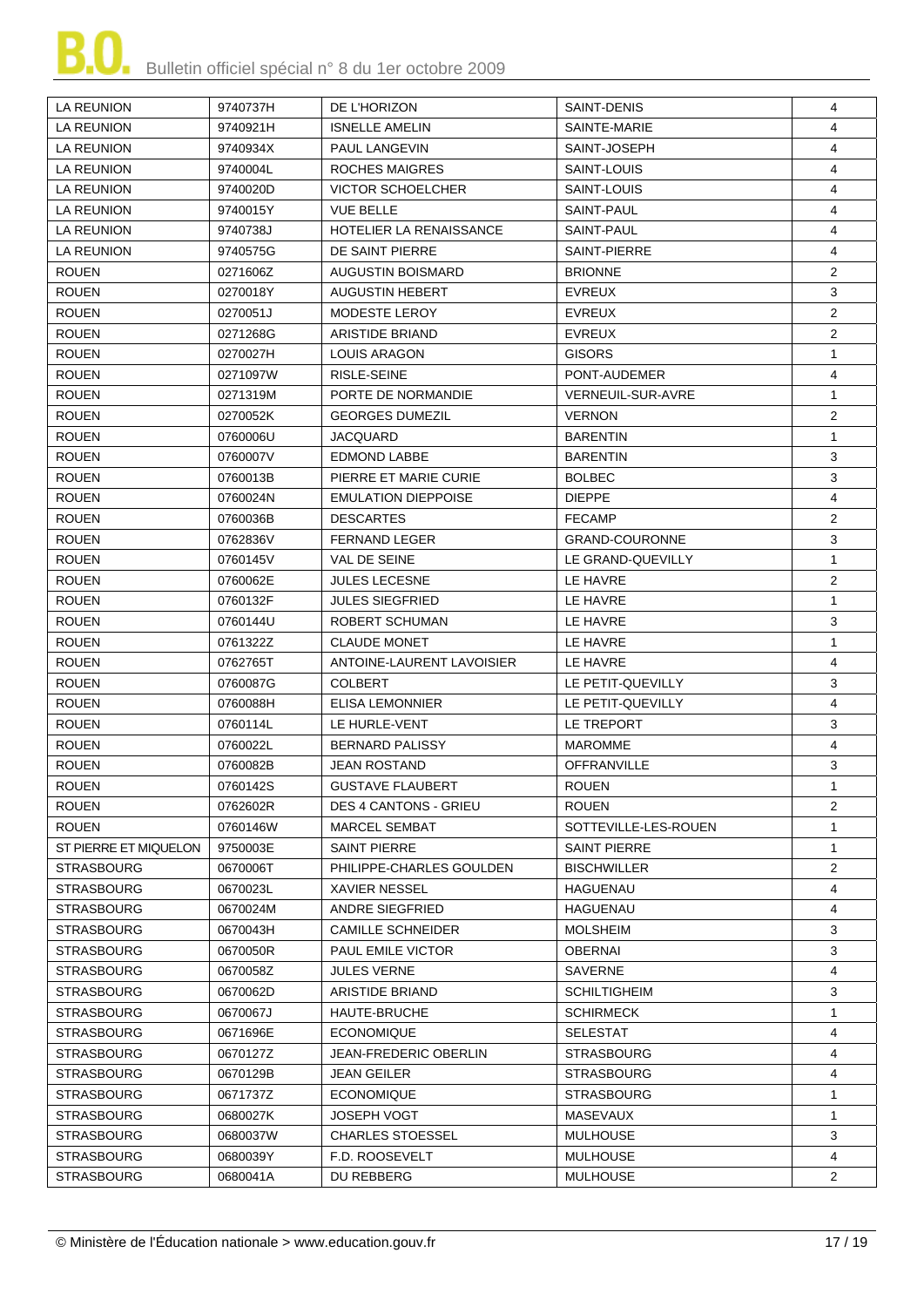| LA REUNION | 9740737H | DE L'HORIZON | SAINT-DENIS | 4 |
|---|---|---|---|---|
| LA REUNION | 9740921H | ISNELLE AMELIN | SAINTE-MARIE | 4 |
| LA REUNION | 9740934X | PAUL LANGEVIN | SAINT-JOSEPH | 4 |
| LA REUNION | 9740004L | ROCHES MAIGRES | SAINT-LOUIS | 4 |
| LA REUNION | 9740020D | VICTOR SCHOELCHER | SAINT-LOUIS | 4 |
| LA REUNION | 9740015Y | VUE BELLE | SAINT-PAUL | 4 |
| LA REUNION | 9740738J | HOTELIER LA RENAISSANCE | SAINT-PAUL | 4 |
| LA REUNION | 9740575G | DE SAINT PIERRE | SAINT-PIERRE | 4 |
| ROUEN | 0271606Z | AUGUSTIN BOISMARD | BRIONNE | 2 |
| ROUEN | 0270018Y | AUGUSTIN HEBERT | EVREUX | 3 |
| ROUEN | 0270051J | MODESTE LEROY | EVREUX | 2 |
| ROUEN | 0271268G | ARISTIDE BRIAND | EVREUX | 2 |
| ROUEN | 0270027H | LOUIS ARAGON | GISORS | 1 |
| ROUEN | 0271097W | RISLE-SEINE | PONT-AUDEMER | 4 |
| ROUEN | 0271319M | PORTE DE NORMANDIE | VERNEUIL-SUR-AVRE | 1 |
| ROUEN | 0270052K | GEORGES DUMEZIL | VERNON | 2 |
| ROUEN | 0760006U | JACQUARD | BARENTIN | 1 |
| ROUEN | 0760007V | EDMOND LABBE | BARENTIN | 3 |
| ROUEN | 0760013B | PIERRE ET MARIE CURIE | BOLBEC | 3 |
| ROUEN | 0760024N | EMULATION DIEPPOISE | DIEPPE | 4 |
| ROUEN | 0760036B | DESCARTES | FECAMP | 2 |
| ROUEN | 0762836V | FERNAND LEGER | GRAND-COURONNE | 3 |
| ROUEN | 0760145V | VAL DE SEINE | LE GRAND-QUEVILLY | 1 |
| ROUEN | 0760062E | JULES LECESNE | LE HAVRE | 2 |
| ROUEN | 0760132F | JULES SIEGFRIED | LE HAVRE | 1 |
| ROUEN | 0760144U | ROBERT SCHUMAN | LE HAVRE | 3 |
| ROUEN | 0761322Z | CLAUDE MONET | LE HAVRE | 1 |
| ROUEN | 0762765T | ANTOINE-LAURENT LAVOISIER | LE HAVRE | 4 |
| ROUEN | 0760087G | COLBERT | LE PETIT-QUEVILLY | 3 |
| ROUEN | 0760088H | ELISA LEMONNIER | LE PETIT-QUEVILLY | 4 |
| ROUEN | 0760114L | LE HURLE-VENT | LE TREPORT | 3 |
| ROUEN | 0760022L | BERNARD PALISSY | MAROMME | 4 |
| ROUEN | 0760082B | JEAN ROSTAND | OFFRANVILLE | 3 |
| ROUEN | 0760142S | GUSTAVE FLAUBERT | ROUEN | 1 |
| ROUEN | 0762602R | DES 4 CANTONS - GRIEU | ROUEN | 2 |
| ROUEN | 0760146W | MARCEL SEMBAT | SOTTEVILLE-LES-ROUEN | 1 |
| ST PIERRE ET MIQUELON | 9750003E | SAINT PIERRE | SAINT PIERRE | 1 |
| STRASBOURG | 0670006T | PHILIPPE-CHARLES GOULDEN | BISCHWILLER | 2 |
| STRASBOURG | 0670023L | XAVIER NESSEL | HAGUENAU | 4 |
| STRASBOURG | 0670024M | ANDRE SIEGFRIED | HAGUENAU | 4 |
| STRASBOURG | 0670043H | CAMILLE SCHNEIDER | MOLSHEIM | 3 |
| STRASBOURG | 0670050R | PAUL EMILE VICTOR | OBERNAI | 3 |
| STRASBOURG | 0670058Z | JULES VERNE | SAVERNE | 4 |
| STRASBOURG | 0670062D | ARISTIDE BRIAND | SCHILTIGHEIM | 3 |
| STRASBOURG | 0670067J | HAUTE-BRUCHE | SCHIRMECK | 1 |
| STRASBOURG | 0671696E | ECONOMIQUE | SELESTAT | 4 |
| STRASBOURG | 0670127Z | JEAN-FREDERIC OBERLIN | STRASBOURG | 4 |
| STRASBOURG | 0670129B | JEAN GEILER | STRASBOURG | 4 |
| STRASBOURG | 0671737Z | ECONOMIQUE | STRASBOURG | 1 |
| STRASBOURG | 0680027K | JOSEPH VOGT | MASEVAUX | 1 |
| STRASBOURG | 0680037W | CHARLES STOESSEL | MULHOUSE | 3 |
| STRASBOURG | 0680039Y | F.D. ROOSEVELT | MULHOUSE | 4 |
| STRASBOURG | 0680041A | DU REBBERG | MULHOUSE | 2 |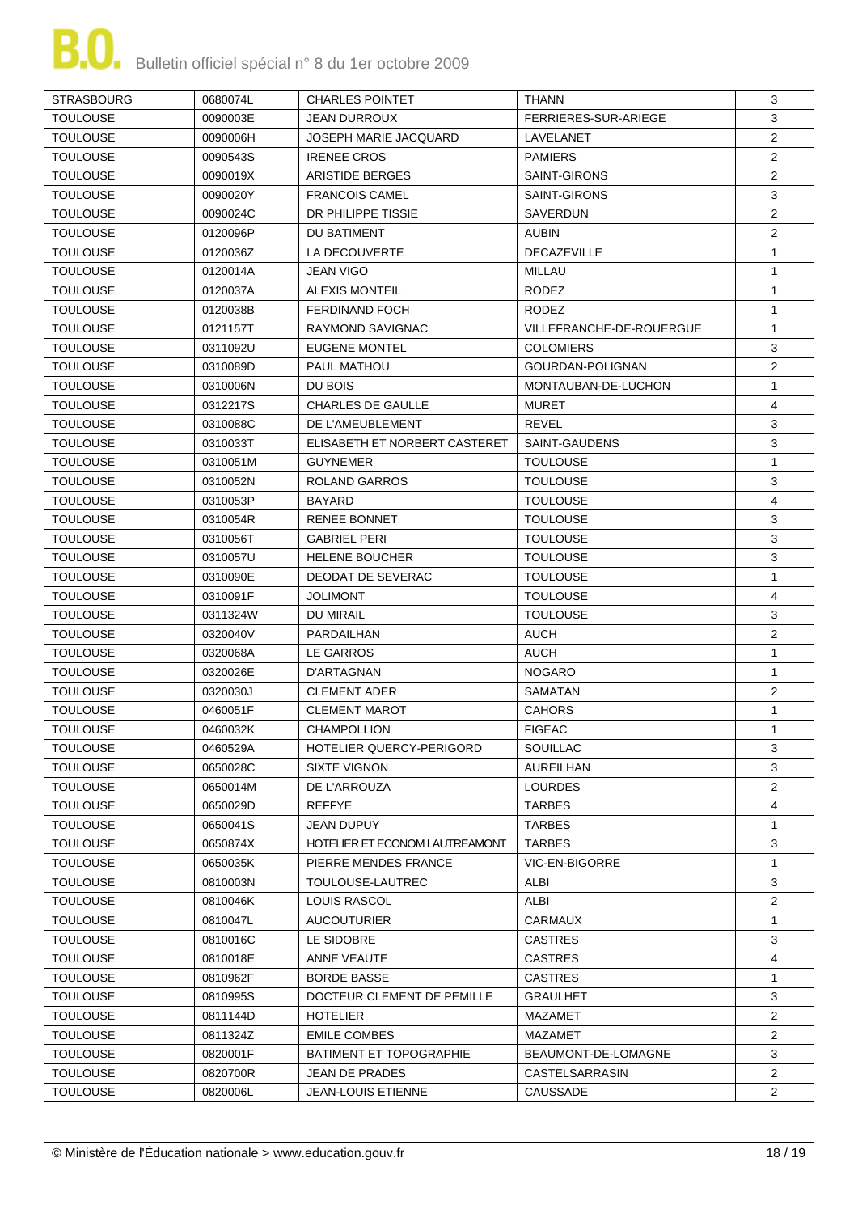| STRASBOURG | 0680074L | CHARLES POINTET | THANN | 3 |
|---|---|---|---|---|
| TOULOUSE | 0090003E | JEAN DURROUX | FERRIERES-SUR-ARIEGE | 3 |
| TOULOUSE | 0090006H | JOSEPH MARIE JACQUARD | LAVELANET | 2 |
| TOULOUSE | 0090543S | IRENEE CROS | PAMIERS | 2 |
| TOULOUSE | 0090019X | ARISTIDE BERGES | SAINT-GIRONS | 2 |
| TOULOUSE | 0090020Y | FRANCOIS CAMEL | SAINT-GIRONS | 3 |
| TOULOUSE | 0090024C | DR PHILIPPE TISSIE | SAVERDUN | 2 |
| TOULOUSE | 0120096P | DU BATIMENT | AUBIN | 2 |
| TOULOUSE | 0120036Z | LA DECOUVERTE | DECAZEVILLE | 1 |
| TOULOUSE | 0120014A | JEAN VIGO | MILLAU | 1 |
| TOULOUSE | 0120037A | ALEXIS MONTEIL | RODEZ | 1 |
| TOULOUSE | 0120038B | FERDINAND FOCH | RODEZ | 1 |
| TOULOUSE | 0121157T | RAYMOND SAVIGNAC | VILLEFRANCHE-DE-ROUERGUE | 1 |
| TOULOUSE | 0311092U | EUGENE MONTEL | COLOMIERS | 3 |
| TOULOUSE | 0310089D | PAUL MATHOU | GOURDAN-POLIGNAN | 2 |
| TOULOUSE | 0310006N | DU BOIS | MONTAUBAN-DE-LUCHON | 1 |
| TOULOUSE | 0312217S | CHARLES DE GAULLE | MURET | 4 |
| TOULOUSE | 0310088C | DE L'AMEUBLEMENT | REVEL | 3 |
| TOULOUSE | 0310033T | ELISABETH ET NORBERT CASTERET | SAINT-GAUDENS | 3 |
| TOULOUSE | 0310051M | GUYNEMER | TOULOUSE | 1 |
| TOULOUSE | 0310052N | ROLAND GARROS | TOULOUSE | 3 |
| TOULOUSE | 0310053P | BAYARD | TOULOUSE | 4 |
| TOULOUSE | 0310054R | RENEE BONNET | TOULOUSE | 3 |
| TOULOUSE | 0310056T | GABRIEL PERI | TOULOUSE | 3 |
| TOULOUSE | 0310057U | HELENE BOUCHER | TOULOUSE | 3 |
| TOULOUSE | 0310090E | DEODAT DE SEVERAC | TOULOUSE | 1 |
| TOULOUSE | 0310091F | JOLIMONT | TOULOUSE | 4 |
| TOULOUSE | 0311324W | DU MIRAIL | TOULOUSE | 3 |
| TOULOUSE | 0320040V | PARDAILHAN | AUCH | 2 |
| TOULOUSE | 0320068A | LE GARROS | AUCH | 1 |
| TOULOUSE | 0320026E | D'ARTAGNAN | NOGARO | 1 |
| TOULOUSE | 0320030J | CLEMENT ADER | SAMATAN | 2 |
| TOULOUSE | 0460051F | CLEMENT MAROT | CAHORS | 1 |
| TOULOUSE | 0460032K | CHAMPOLLION | FIGEAC | 1 |
| TOULOUSE | 0460529A | HOTELIER QUERCY-PERIGORD | SOUILLAC | 3 |
| TOULOUSE | 0650028C | SIXTE VIGNON | AUREILHAN | 3 |
| TOULOUSE | 0650014M | DE L'ARROUZA | LOURDES | 2 |
| TOULOUSE | 0650029D | REFFYE | TARBES | 4 |
| TOULOUSE | 0650041S | JEAN DUPUY | TARBES | 1 |
| TOULOUSE | 0650874X | HOTELIER ET ECONOM LAUTREAMONT | TARBES | 3 |
| TOULOUSE | 0650035K | PIERRE MENDES FRANCE | VIC-EN-BIGORRE | 1 |
| TOULOUSE | 0810003N | TOULOUSE-LAUTREC | ALBI | 3 |
| TOULOUSE | 0810046K | LOUIS RASCOL | ALBI | 2 |
| TOULOUSE | 0810047L | AUCOUTURIER | CARMAUX | 1 |
| TOULOUSE | 0810016C | LE SIDOBRE | CASTRES | 3 |
| TOULOUSE | 0810018E | ANNE VEAUTE | CASTRES | 4 |
| TOULOUSE | 0810962F | BORDE BASSE | CASTRES | 1 |
| TOULOUSE | 0810995S | DOCTEUR CLEMENT DE PEMILLE | GRAULHET | 3 |
| TOULOUSE | 0811144D | HOTELIER | MAZAMET | 2 |
| TOULOUSE | 0811324Z | EMILE COMBES | MAZAMET | 2 |
| TOULOUSE | 0820001F | BATIMENT ET TOPOGRAPHIE | BEAUMONT-DE-LOMAGNE | 3 |
| TOULOUSE | 0820700R | JEAN DE PRADES | CASTELSARRASIN | 2 |
| TOULOUSE | 0820006L | JEAN-LOUIS ETIENNE | CAUSSADE | 2 |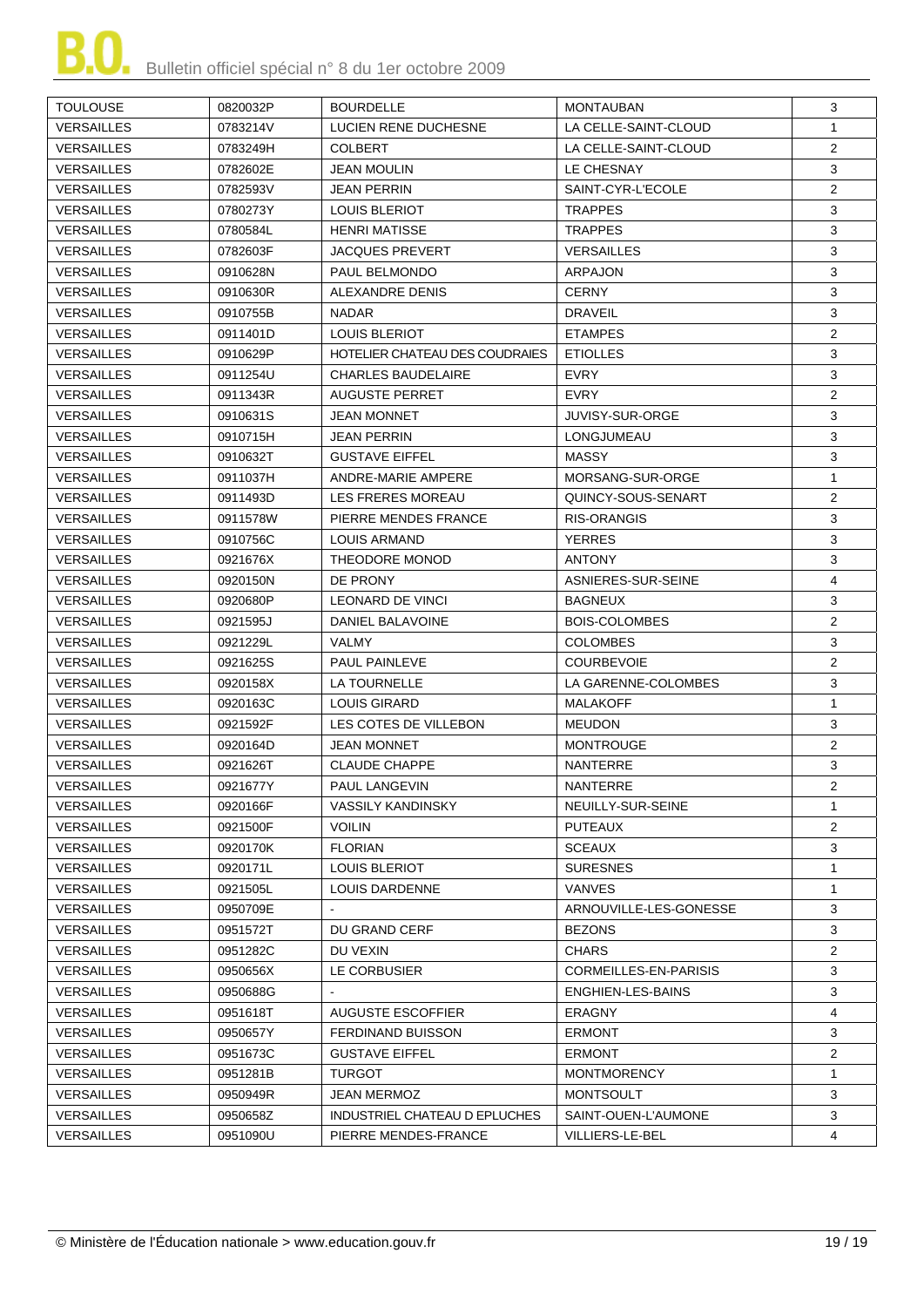| | | | | |
|---|---|---|---|---|
| TOULOUSE | 0820032P | BOURDELLE | MONTAUBAN | 3 |
| VERSAILLES | 0783214V | LUCIEN RENE DUCHESNE | LA CELLE-SAINT-CLOUD | 1 |
| VERSAILLES | 0783249H | COLBERT | LA CELLE-SAINT-CLOUD | 2 |
| VERSAILLES | 0782602E | JEAN MOULIN | LE CHESNAY | 3 |
| VERSAILLES | 0782593V | JEAN PERRIN | SAINT-CYR-L'ECOLE | 2 |
| VERSAILLES | 0780273Y | LOUIS BLERIOT | TRAPPES | 3 |
| VERSAILLES | 0780584L | HENRI MATISSE | TRAPPES | 3 |
| VERSAILLES | 0782603F | JACQUES PREVERT | VERSAILLES | 3 |
| VERSAILLES | 0910628N | PAUL BELMONDO | ARPAJON | 3 |
| VERSAILLES | 0910630R | ALEXANDRE DENIS | CERNY | 3 |
| VERSAILLES | 0910755B | NADAR | DRAVEIL | 3 |
| VERSAILLES | 0911401D | LOUIS BLERIOT | ETAMPES | 2 |
| VERSAILLES | 0910629P | HOTELIER CHATEAU DES COUDRAIES | ETIOLLES | 3 |
| VERSAILLES | 0911254U | CHARLES BAUDELAIRE | EVRY | 3 |
| VERSAILLES | 0911343R | AUGUSTE PERRET | EVRY | 2 |
| VERSAILLES | 0910631S | JEAN MONNET | JUVISY-SUR-ORGE | 3 |
| VERSAILLES | 0910715H | JEAN PERRIN | LONGJUMEAU | 3 |
| VERSAILLES | 0910632T | GUSTAVE EIFFEL | MASSY | 3 |
| VERSAILLES | 0911037H | ANDRE-MARIE AMPERE | MORSANG-SUR-ORGE | 1 |
| VERSAILLES | 0911493D | LES FRERES MOREAU | QUINCY-SOUS-SENART | 2 |
| VERSAILLES | 0911578W | PIERRE MENDES FRANCE | RIS-ORANGIS | 3 |
| VERSAILLES | 0910756C | LOUIS ARMAND | YERRES | 3 |
| VERSAILLES | 0921676X | THEODORE MONOD | ANTONY | 3 |
| VERSAILLES | 0920150N | DE PRONY | ASNIERES-SUR-SEINE | 4 |
| VERSAILLES | 0920680P | LEONARD DE VINCI | BAGNEUX | 3 |
| VERSAILLES | 0921595J | DANIEL BALAVOINE | BOIS-COLOMBES | 2 |
| VERSAILLES | 0921229L | VALMY | COLOMBES | 3 |
| VERSAILLES | 0921625S | PAUL PAINLEVE | COURBEVOIE | 2 |
| VERSAILLES | 0920158X | LA TOURNELLE | LA GARENNE-COLOMBES | 3 |
| VERSAILLES | 0920163C | LOUIS GIRARD | MALAKOFF | 1 |
| VERSAILLES | 0921592F | LES COTES DE VILLEBON | MEUDON | 3 |
| VERSAILLES | 0920164D | JEAN MONNET | MONTROUGE | 2 |
| VERSAILLES | 0921626T | CLAUDE CHAPPE | NANTERRE | 3 |
| VERSAILLES | 0921677Y | PAUL LANGEVIN | NANTERRE | 2 |
| VERSAILLES | 0920166F | VASSILY KANDINSKY | NEUILLY-SUR-SEINE | 1 |
| VERSAILLES | 0921500F | VOILIN | PUTEAUX | 2 |
| VERSAILLES | 0920170K | FLORIAN | SCEAUX | 3 |
| VERSAILLES | 0920171L | LOUIS BLERIOT | SURESNES | 1 |
| VERSAILLES | 0921505L | LOUIS DARDENNE | VANVES | 1 |
| VERSAILLES | 0950709E | - | ARNOUVILLE-LES-GONESSE | 3 |
| VERSAILLES | 0951572T | DU GRAND CERF | BEZONS | 3 |
| VERSAILLES | 0951282C | DU VEXIN | CHARS | 2 |
| VERSAILLES | 0950656X | LE CORBUSIER | CORMEILLES-EN-PARISIS | 3 |
| VERSAILLES | 0950688G | - | ENGHIEN-LES-BAINS | 3 |
| VERSAILLES | 0951618T | AUGUSTE ESCOFFIER | ERAGNY | 4 |
| VERSAILLES | 0950657Y | FERDINAND BUISSON | ERMONT | 3 |
| VERSAILLES | 0951673C | GUSTAVE EIFFEL | ERMONT | 2 |
| VERSAILLES | 0951281B | TURGOT | MONTMORENCY | 1 |
| VERSAILLES | 0950949R | JEAN MERMOZ | MONTSOULT | 3 |
| VERSAILLES | 0950658Z | INDUSTRIEL CHATEAU D EPLUCHES | SAINT-OUEN-L'AUMONE | 3 |
| VERSAILLES | 0951090U | PIERRE MENDES-FRANCE | VILLIERS-LE-BEL | 4 |